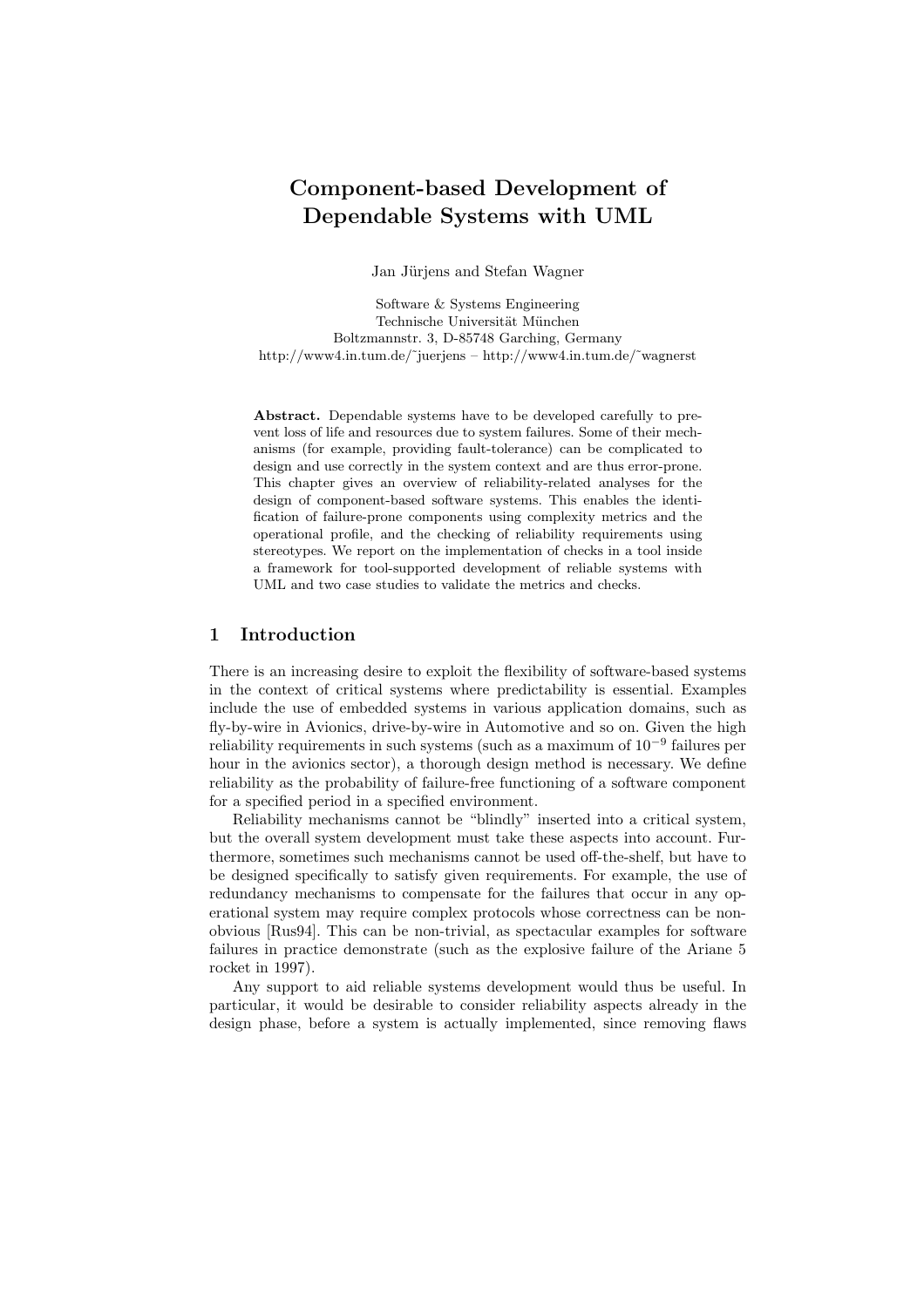# Component-based Development of Dependable Systems with UML

Jan Jürjens and Stefan Wagner

Software & Systems Engineering
Technische Universität München
Boltzmannstr. 3, D-85748 Garching, Germany
http://www4.in.tum.de/˜juerjens – http://www4.in.tum.de/˜wagnerst

**Abstract.** Dependable systems have to be developed carefully to prevent loss of life and resources due to system failures. Some of their mechanisms (for example, providing fault-tolerance) can be complicated to design and use correctly in the system context and are thus error-prone. This chapter gives an overview of reliability-related analyses for the design of component-based software systems. This enables the identification of failure-prone components using complexity metrics and the operational profile, and the checking of reliability requirements using stereotypes. We report on the implementation of checks in a tool inside a framework for tool-supported development of reliable systems with UML and two case studies to validate the metrics and checks.

## 1 Introduction

There is an increasing desire to exploit the flexibility of software-based systems in the context of critical systems where predictability is essential. Examples include the use of embedded systems in various application domains, such as fly-by-wire in Avionics, drive-by-wire in Automotive and so on. Given the high reliability requirements in such systems (such as a maximum of $10^{-9}$ failures per hour in the avionics sector), a thorough design method is necessary. We define reliability as the probability of failure-free functioning of a software component for a specified period in a specified environment.

Reliability mechanisms cannot be "blindly" inserted into a critical system, but the overall system development must take these aspects into account. Furthermore, sometimes such mechanisms cannot be used off-the-shelf, but have to be designed specifically to satisfy given requirements. For example, the use of redundancy mechanisms to compensate for the failures that occur in any operational system may require complex protocols whose correctness can be non-obvious [Rus94]. This can be non-trivial, as spectacular examples for software failures in practice demonstrate (such as the explosive failure of the Ariane 5 rocket in 1997).

Any support to aid reliable systems development would thus be useful. In particular, it would be desirable to consider reliability aspects already in the design phase, before a system is actually implemented, since removing flaws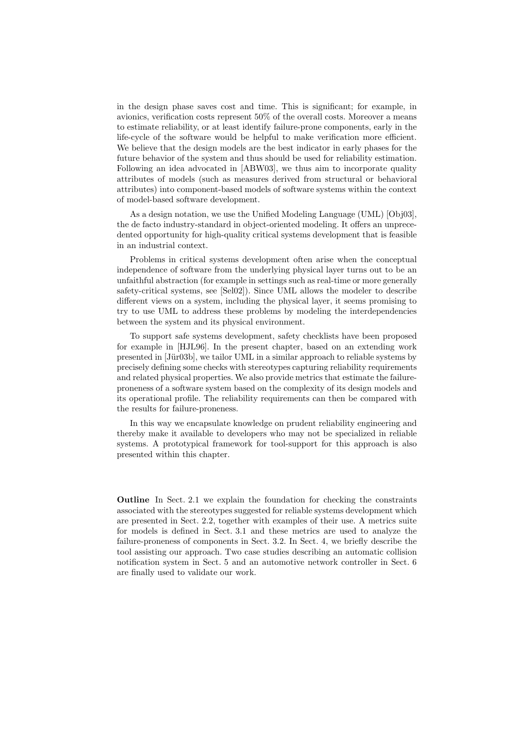in the design phase saves cost and time. This is significant; for example, in avionics, verification costs represent 50% of the overall costs. Moreover a means to estimate reliability, or at least identify failure-prone components, early in the life-cycle of the software would be helpful to make verification more efficient. We believe that the design models are the best indicator in early phases for the future behavior of the system and thus should be used for reliability estimation. Following an idea advocated in [ABW03], we thus aim to incorporate quality attributes of models (such as measures derived from structural or behavioral attributes) into component-based models of software systems within the context of model-based software development.

As a design notation, we use the Unified Modeling Language (UML) [Obj03], the de facto industry-standard in object-oriented modeling. It offers an unprecedented opportunity for high-quality critical systems development that is feasible in an industrial context.

Problems in critical systems development often arise when the conceptual independence of software from the underlying physical layer turns out to be an unfaithful abstraction (for example in settings such as real-time or more generally safety-critical systems, see [Sel02]). Since UML allows the modeler to describe different views on a system, including the physical layer, it seems promising to try to use UML to address these problems by modeling the interdependencies between the system and its physical environment.

To support safe systems development, safety checklists have been proposed for example in [HJL96]. In the present chapter, based on an extending work presented in [Jür03b], we tailor UML in a similar approach to reliable systems by precisely defining some checks with stereotypes capturing reliability requirements and related physical properties. We also provide metrics that estimate the failure-proneness of a software system based on the complexity of its design models and its operational profile. The reliability requirements can then be compared with the results for failure-proneness.

In this way we encapsulate knowledge on prudent reliability engineering and thereby make it available to developers who may not be specialized in reliable systems. A prototypical framework for tool-support for this approach is also presented within this chapter.

**Outline** In Sect. 2.1 we explain the foundation for checking the constraints associated with the stereotypes suggested for reliable systems development which are presented in Sect. 2.2, together with examples of their use. A metrics suite for models is defined in Sect. 3.1 and these metrics are used to analyze the failure-proneness of components in Sect. 3.2. In Sect. 4, we briefly describe the tool assisting our approach. Two case studies describing an automatic collision notification system in Sect. 5 and an automotive network controller in Sect. 6 are finally used to validate our work.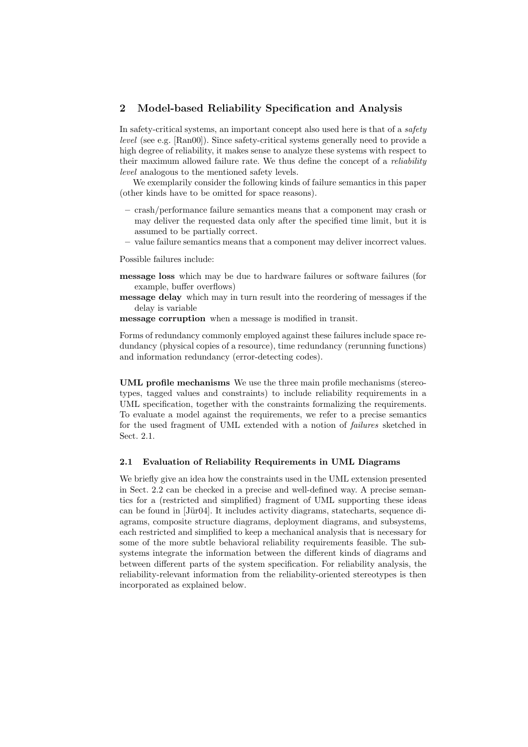## 2 Model-based Reliability Specification and Analysis

In safety-critical systems, an important concept also used here is that of a *safety level* (see e.g. [Ran00]). Since safety-critical systems generally need to provide a high degree of reliability, it makes sense to analyze these systems with respect to their maximum allowed failure rate. We thus define the concept of a *reliability level* analogous to the mentioned safety levels.

We exemplarily consider the following kinds of failure semantics in this paper (other kinds have to be omitted for space reasons).

- crash/performance failure semantics means that a component may crash or may deliver the requested data only after the specified time limit, but it is assumed to be partially correct.
- value failure semantics means that a component may deliver incorrect values.

Possible failures include:

**message loss** which may be due to hardware failures or software failures (for example, buffer overflows)

**message delay** which may in turn result into the reordering of messages if the delay is variable

**message corruption** when a message is modified in transit.

Forms of redundancy commonly employed against these failures include space redundancy (physical copies of a resource), time redundancy (rerunning functions) and information redundancy (error-detecting codes).

**UML profile mechanisms** We use the three main profile mechanisms (stereotypes, tagged values and constraints) to include reliability requirements in a UML specification, together with the constraints formalizing the requirements. To evaluate a model against the requirements, we refer to a precise semantics for the used fragment of UML extended with a notion of *failures* sketched in Sect. 2.1.

### 2.1 Evaluation of Reliability Requirements in UML Diagrams

We briefly give an idea how the constraints used in the UML extension presented in Sect. 2.2 can be checked in a precise and well-defined way. A precise semantics for a (restricted and simplified) fragment of UML supporting these ideas can be found in [Jür04]. It includes activity diagrams, statecharts, sequence diagrams, composite structure diagrams, deployment diagrams, and subsystems, each restricted and simplified to keep a mechanical analysis that is necessary for some of the more subtle behavioral reliability requirements feasible. The subsystems integrate the information between the different kinds of diagrams and between different parts of the system specification. For reliability analysis, the reliability-relevant information from the reliability-oriented stereotypes is then incorporated as explained below.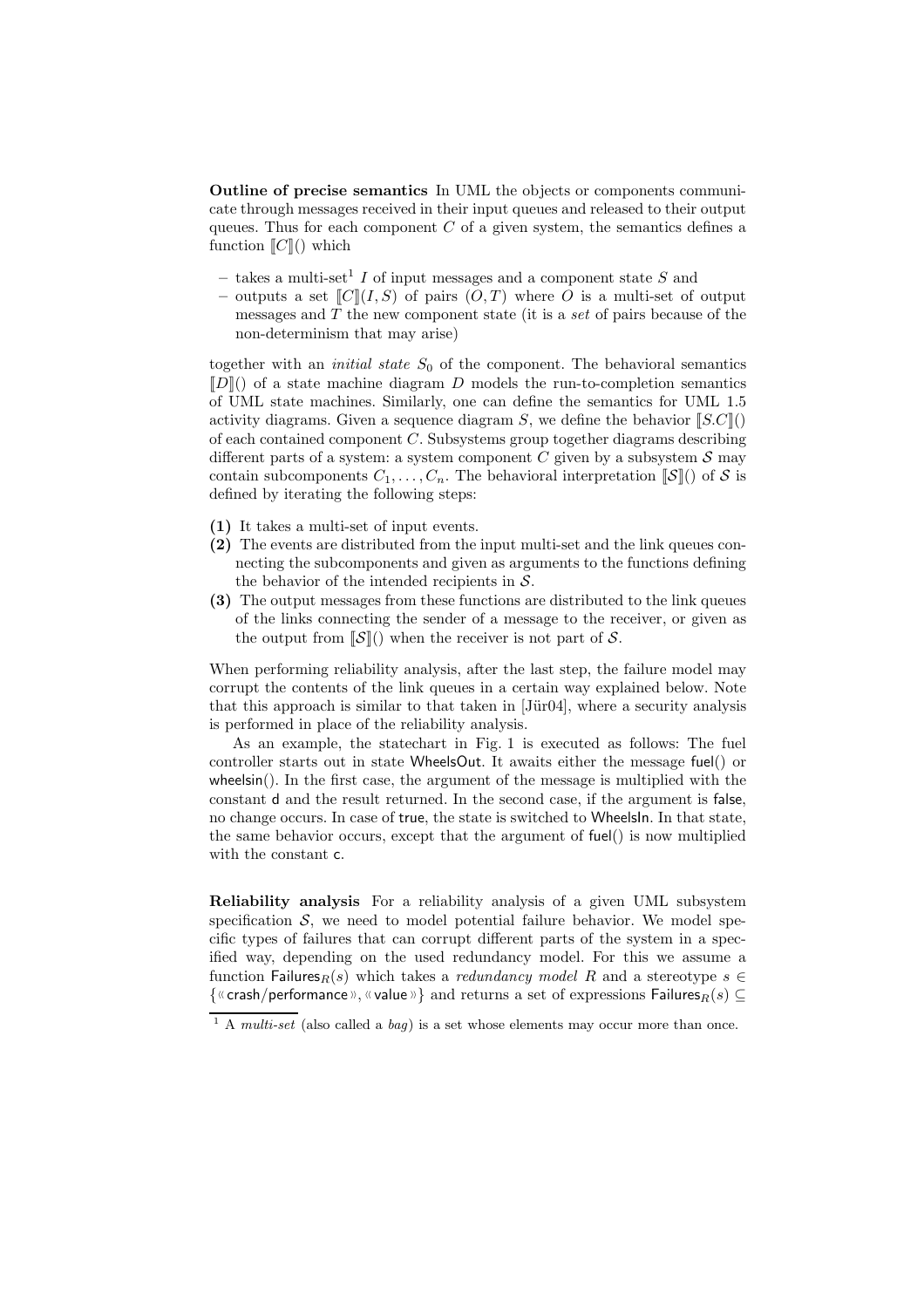**Outline of precise semantics** In UML the objects or components communicate through messages received in their input queues and released to their output queues. Thus for each component $C$ of a given system, the semantics defines a function $[\![C]\!]()$ which

- takes a multi-set[1] $I$ of input messages and a component state $S$ and
- outputs a set $[\![C]\!](I, S)$ of pairs $(O, T)$ where $O$ is a multi-set of output messages and $T$ the new component state (it is a *set* of pairs because of the non-determinism that may arise)

together with an *initial state* $S_0$ of the component. The behavioral semantics $[\![D]\!]()$ of a state machine diagram $D$ models the run-to-completion semantics of UML state machines. Similarly, one can define the semantics for UML 1.5 activity diagrams. Given a sequence diagram $S$, we define the behavior $[\![S.C]\!]()$ of each contained component $C$. Subsystems group together diagrams describing different parts of a system: a system component $C$ given by a subsystem $\mathcal{S}$ may contain subcomponents $C_1, \ldots, C_n$. The behavioral interpretation $[\![\mathcal{S}]\!]()$ of $\mathcal{S}$ is defined by iterating the following steps:

**(1)** It takes a multi-set of input events.

**(2)** The events are distributed from the input multi-set and the link queues connecting the subcomponents and given as arguments to the functions defining the behavior of the intended recipients in $\mathcal{S}$.

**(3)** The output messages from these functions are distributed to the link queues of the links connecting the sender of a message to the receiver, or given as the output from $[\![\mathcal{S}]\!]()$ when the receiver is not part of $\mathcal{S}$.

When performing reliability analysis, after the last step, the failure model may corrupt the contents of the link queues in a certain way explained below. Note that this approach is similar to that taken in [Jür04], where a security analysis is performed in place of the reliability analysis.

As an example, the statechart in Fig. 1 is executed as follows: The fuel controller starts out in state WheelsOut. It awaits either the message fuel() or wheelsin(). In the first case, the argument of the message is multiplied with the constant d and the result returned. In the second case, if the argument is false, no change occurs. In case of true, the state is switched to WheelsIn. In that state, the same behavior occurs, except that the argument of fuel() is now multiplied with the constant c.

**Reliability analysis** For a reliability analysis of a given UML subsystem specification $\mathcal{S}$, we need to model potential failure behavior. We model specific types of failures that can corrupt different parts of the system in a specified way, depending on the used redundancy model. For this we assume a function $\mathsf{Failures}_R(s)$ which takes a *redundancy model* $R$ and a stereotype $s \in \{\text{«crash/performance»}, \text{«value»}\}$ and returns a set of expressions $\mathsf{Failures}_R(s) \subseteq$

[1] A *multi-set* (also called a *bag*) is a set whose elements may occur more than once.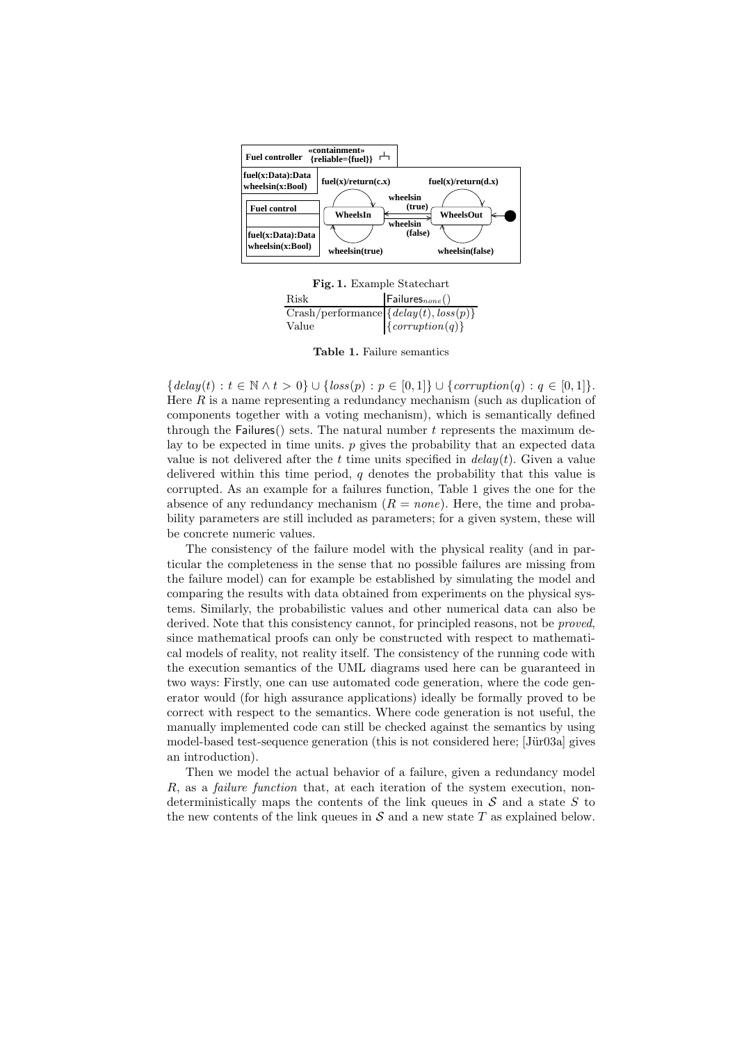**Fig. 1.** Example Statechart

| Risk | $\mathsf{Failures}_{none}()$ |
|---|---|
| Crash/performance | $\{delay(t), loss(p)\}$ |
| Value | $\{corruption(q)\}$ |

**Table 1.** Failure semantics

$\{delay(t) : t \in \mathbb{N} \wedge t > 0\} \cup \{loss(p) : p \in [0,1]\} \cup \{corruption(q) : q \in [0,1]\}$. Here $R$ is a name representing a redundancy mechanism (such as duplication of components together with a voting mechanism), which is semantically defined through the $\mathsf{Failures}()$ sets. The natural number $t$ represents the maximum delay to be expected in time units. $p$ gives the probability that an expected data value is not delivered after the $t$ time units specified in $delay(t)$. Given a value delivered within this time period, $q$ denotes the probability that this value is corrupted. As an example for a failures function, Table 1 gives the one for the absence of any redundancy mechanism ($R = none$). Here, the time and probability parameters are still included as parameters; for a given system, these will be concrete numeric values.

The consistency of the failure model with the physical reality (and in particular the completeness in the sense that no possible failures are missing from the failure model) can for example be established by simulating the model and comparing the results with data obtained from experiments on the physical systems. Similarly, the probabilistic values and other numerical data can also be derived. Note that this consistency cannot, for principled reasons, not be *proved*, since mathematical proofs can only be constructed with respect to mathematical models of reality, not reality itself. The consistency of the running code with the execution semantics of the UML diagrams used here can be guaranteed in two ways: Firstly, one can use automated code generation, where the code generator would (for high assurance applications) ideally be formally proved to be correct with respect to the semantics. Where code generation is not useful, the manually implemented code can still be checked against the semantics by using model-based test-sequence generation (this is not considered here; [Jür03a] gives an introduction).

Then we model the actual behavior of a failure, given a redundancy model $R$, as a *failure function* that, at each iteration of the system execution, nondeterministically maps the contents of the link queues in $\mathcal{S}$ and a state $S$ to the new contents of the link queues in $\mathcal{S}$ and a new state $T$ as explained below.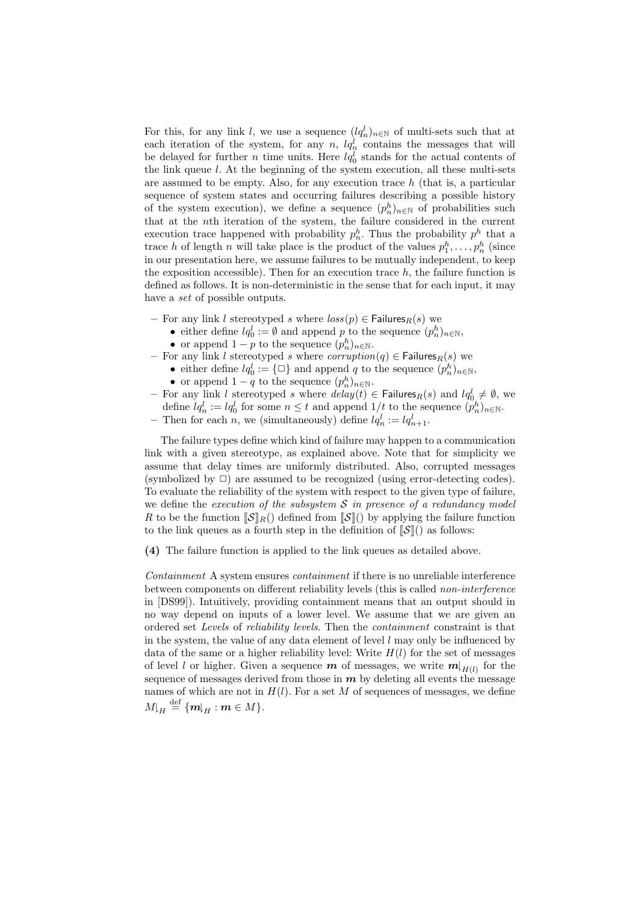For this, for any link $l$, we use a sequence $(lq^l_n)_{n\in\mathbb{N}}$ of multi-sets such that at each iteration of the system, for any $n$, $lq^l_n$ contains the messages that will be delayed for further $n$ time units. Here $lq^l_0$ stands for the actual contents of the link queue $l$. At the beginning of the system execution, all these multi-sets are assumed to be empty. Also, for any execution trace $h$ (that is, a particular sequence of system states and occurring failures describing a possible history of the system execution), we define a sequence $(p^h_n)_{n\in\mathbb{N}}$ of probabilities such that at the $n$th iteration of the system, the failure considered in the current execution trace happened with probability $p^h_n$. Thus the probability $p^h$ that a trace $h$ of length $n$ will take place is the product of the values $p^h_1, \ldots, p^h_n$ (since in our presentation here, we assume failures to be mutually independent, to keep the exposition accessible). Then for an execution trace $h$, the failure function is defined as follows. It is non-deterministic in the sense that for each input, it may have a *set* of possible outputs.

- For any link $l$ stereotyped $s$ where $loss(p) \in \mathsf{Failures}_R(s)$ we
  - either define $lq^l_0 := \emptyset$ and append $p$ to the sequence $(p^h_n)_{n\in\mathbb{N}}$,
  - or append $1-p$ to the sequence $(p^h_n)_{n\in\mathbb{N}}$.
- For any link $l$ stereotyped $s$ where $corruption(q) \in \mathsf{Failures}_R(s)$ we
  - either define $lq^l_0 := \{\Box\}$ and append $q$ to the sequence $(p^h_n)_{n\in\mathbb{N}}$,
  - or append $1-q$ to the sequence $(p^h_n)_{n\in\mathbb{N}}$.
- For any link $l$ stereotyped $s$ where $delay(t) \in \mathsf{Failures}_R(s)$ and $lq^l_0 \neq \emptyset$, we define $lq^l_n := lq^l_0$ for some $n \leq t$ and append $1/t$ to the sequence $(p^h_n)_{n\in\mathbb{N}}$.
- Then for each $n$, we (simultaneously) define $lq^l_n := lq^l_{n+1}$.

The failure types define which kind of failure may happen to a communication link with a given stereotype, as explained above. Note that for simplicity we assume that delay times are uniformly distributed. Also, corrupted messages (symbolized by $\Box$) are assumed to be recognized (using error-detecting codes). To evaluate the reliability of the system with respect to the given type of failure, we define the *execution of the subsystem $\mathcal{S}$ in presence of a redundancy model $R$* to be the function $[\![\mathcal{S}]\!]_R()$ defined from $[\![\mathcal{S}]\!]()$ by applying the failure function to the link queues as a fourth step in the definition of $[\![\mathcal{S}]\!]()$ as follows:

**(4)** The failure function is applied to the link queues as detailed above.

*Containment* A system ensures *containment* if there is no unreliable interference between components on different reliability levels (this is called *non-interference* in [DS99]). Intuitively, providing containment means that an output should in no way depend on inputs of a lower level. We assume that we are given an ordered set *Levels* of *reliability levels*. Then the *containment* constraint is that in the system, the value of any data element of level $l$ may only be influenced by data of the same or a higher reliability level: Write $H(l)$ for the set of messages of level $l$ or higher. Given a sequence $\boldsymbol{m}$ of messages, we write $\boldsymbol{m}{\downharpoonright}_{H(l)}$ for the sequence of messages derived from those in $\boldsymbol{m}$ by deleting all events the message names of which are not in $H(l)$. For a set $M$ of sequences of messages, we define $M{\downharpoonright}_H \stackrel{\text{def}}{=} \{\boldsymbol{m}{\downharpoonright}_H : \boldsymbol{m} \in M\}$.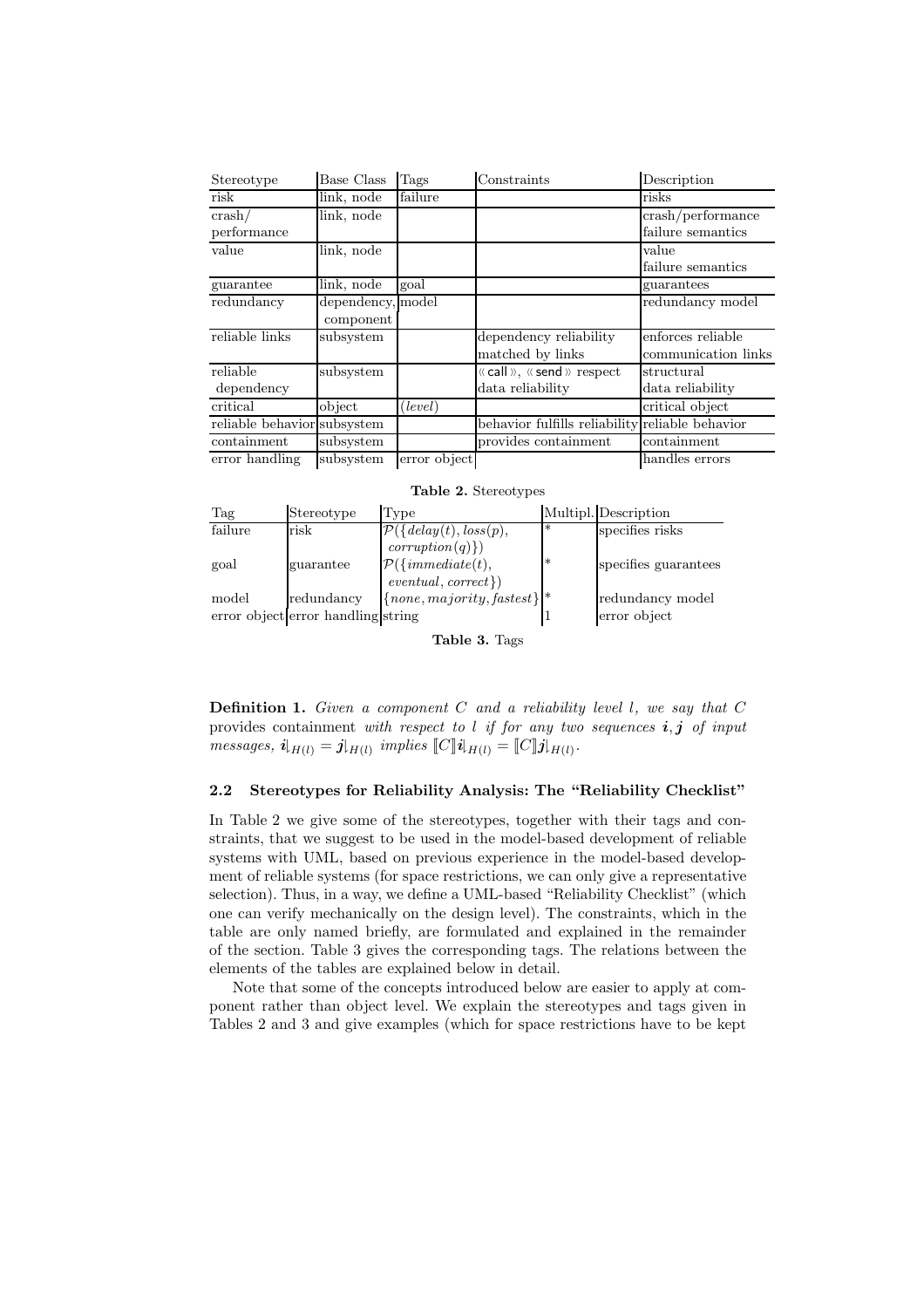| Stereotype | Base Class | Tags | Constraints | Description |
|---|---|---|---|---|
| risk | link, node | failure | | risks |
| crash/ performance | link, node | | | crash/performance failure semantics |
| value | link, node | | | value failure semantics |
| guarantee | link, node | goal | | guarantees |
| redundancy | dependency, component | model | | redundancy model |
| reliable links | subsystem | | dependency reliability matched by links | enforces reliable communication links |
| reliable dependency | subsystem | | «call», «send» respect data reliability | structural data reliability |
| critical | object | (*level*) | | critical object |
| reliable behavior | subsystem | | behavior fulfills reliability | reliable behavior |
| containment | subsystem | | provides containment | containment |
| error handling | subsystem | error object | | handles errors |

**Table 2.** Stereotypes

| Tag | Stereotype | Type | Multipl. | Description |
|---|---|---|---|---|
| failure | risk | $\mathcal{P}(\{delay(t), loss(p), corruption(q)\})$ | * | specifies risks |
| goal | guarantee | $\mathcal{P}(\{immediate(t), eventual, correct\})$ | * | specifies guarantees |
| model | redundancy | $\{none, majority, fastest\}$ | * | redundancy model |
| error object | error handling | string | 1 | error object |

**Table 3.** Tags

**Definition 1.** *Given a component $C$ and a reliability level $l$, we say that $C$* provides containment *with respect to $l$ if for any two sequences $\boldsymbol{i}, \boldsymbol{j}$ of input messages, $\boldsymbol{i}\rfloor_{H(l)} = \boldsymbol{j}\rfloor_{H(l)}$ implies $[\![C]\!]\boldsymbol{i}\rfloor_{H(l)} = [\![C]\!]\boldsymbol{j}\rfloor_{H(l)}$.*

### 2.2 Stereotypes for Reliability Analysis: The "Reliability Checklist"

In Table 2 we give some of the stereotypes, together with their tags and constraints, that we suggest to be used in the model-based development of reliable systems with UML, based on previous experience in the model-based development of reliable systems (for space restrictions, we can only give a representative selection). Thus, in a way, we define a UML-based "Reliability Checklist" (which one can verify mechanically on the design level). The constraints, which in the table are only named briefly, are formulated and explained in the remainder of the section. Table 3 gives the corresponding tags. The relations between the elements of the tables are explained below in detail.

Note that some of the concepts introduced below are easier to apply at component rather than object level. We explain the stereotypes and tags given in Tables 2 and 3 and give examples (which for space restrictions have to be kept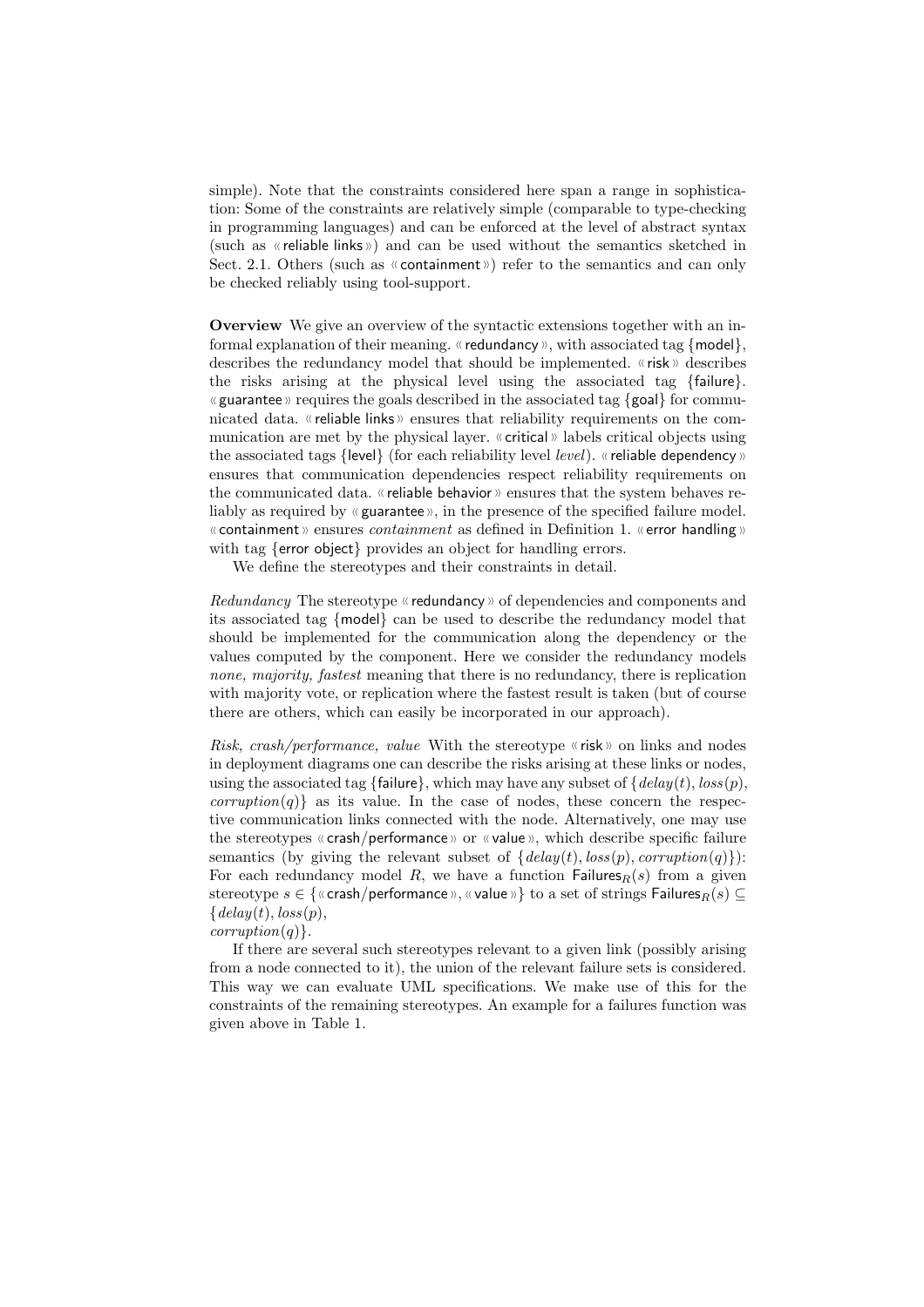simple). Note that the constraints considered here span a range in sophistication: Some of the constraints are relatively simple (comparable to type-checking in programming languages) and can be enforced at the level of abstract syntax (such as «reliable links») and can be used without the semantics sketched in Sect. 2.1. Others (such as «containment») refer to the semantics and can only be checked reliably using tool-support.

**Overview** We give an overview of the syntactic extensions together with an informal explanation of their meaning. «redundancy», with associated tag {model}, describes the redundancy model that should be implemented. «risk» describes the risks arising at the physical level using the associated tag {failure}. «guarantee» requires the goals described in the associated tag {goal} for communicated data. «reliable links» ensures that reliability requirements on the communication are met by the physical layer. «critical» labels critical objects using the associated tags {level} (for each reliability level *level*). «reliable dependency» ensures that communication dependencies respect reliability requirements on the communicated data. «reliable behavior» ensures that the system behaves reliably as required by «guarantee», in the presence of the specified failure model. «containment» ensures *containment* as defined in Definition 1. «error handling» with tag {error object} provides an object for handling errors.

We define the stereotypes and their constraints in detail.

*Redundancy* The stereotype «redundancy» of dependencies and components and its associated tag {model} can be used to describe the redundancy model that should be implemented for the communication along the dependency or the values computed by the component. Here we consider the redundancy models *none, majority, fastest* meaning that there is no redundancy, there is replication with majority vote, or replication where the fastest result is taken (but of course there are others, which can easily be incorporated in our approach).

*Risk, crash/performance, value* With the stereotype «risk» on links and nodes in deployment diagrams one can describe the risks arising at these links or nodes, using the associated tag {failure}, which may have any subset of $\{delay(t), loss(p), corruption(q)\}$ as its value. In the case of nodes, these concern the respective communication links connected with the node. Alternatively, one may use the stereotypes «crash/performance» or «value», which describe specific failure semantics (by giving the relevant subset of $\{delay(t), loss(p), corruption(q)\}$): For each redundancy model $R$, we have a function $\mathsf{Failures}_R(s)$ from a given stereotype $s \in \{$«crash/performance», «value»$\}$ to a set of strings $\mathsf{Failures}_R(s) \subseteq \{delay(t), loss(p), corruption(q)\}$.

If there are several such stereotypes relevant to a given link (possibly arising from a node connected to it), the union of the relevant failure sets is considered. This way we can evaluate UML specifications. We make use of this for the constraints of the remaining stereotypes. An example for a failures function was given above in Table 1.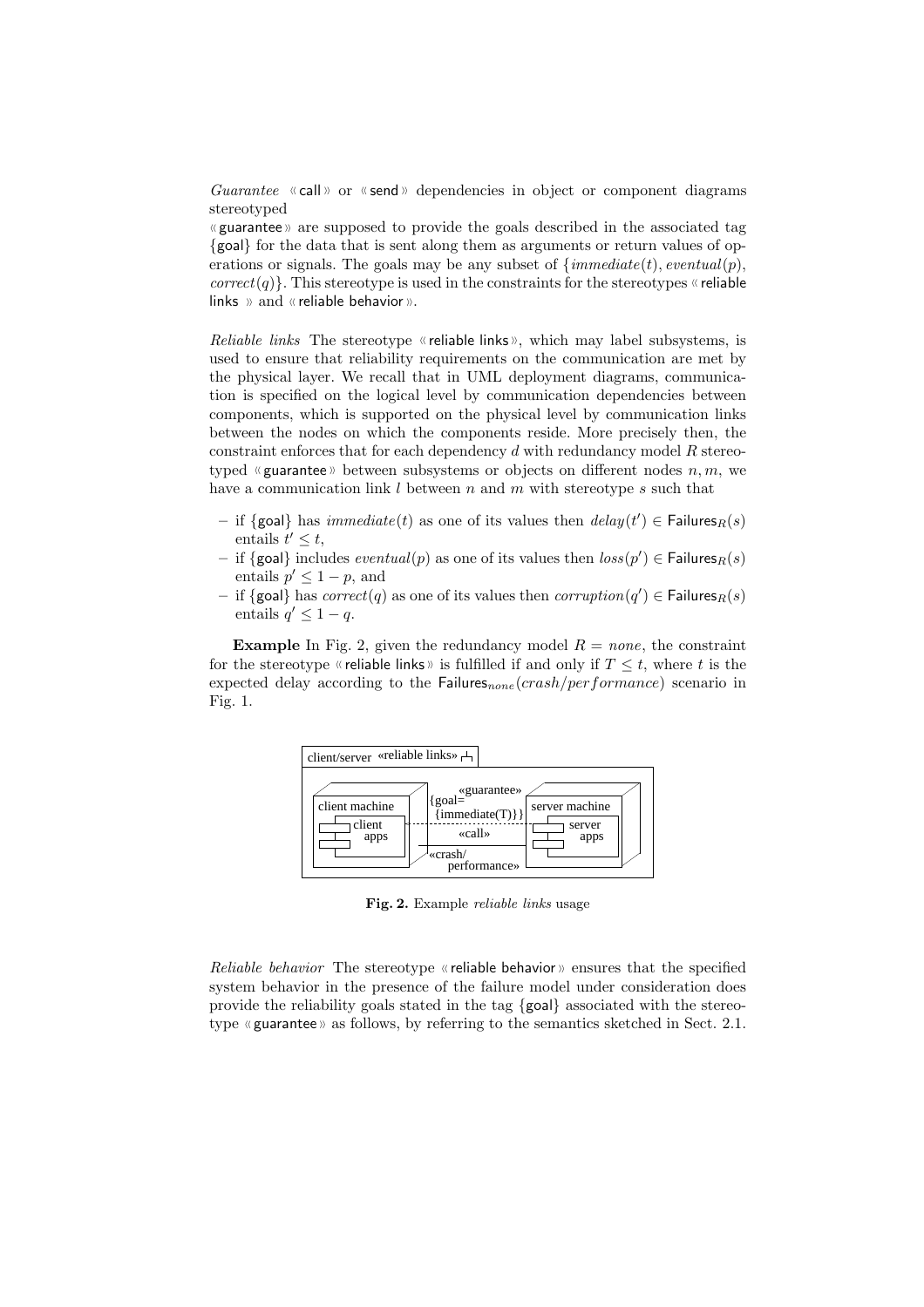*Guarantee* «call» or «send» dependencies in object or component diagrams stereotyped «guarantee» are supposed to provide the goals described in the associated tag {goal} for the data that is sent along them as arguments or return values of operations or signals. The goals may be any subset of $\{immediate(t), eventual(p), correct(q)\}$. This stereotype is used in the constraints for the stereotypes «reliable links» and «reliable behavior».

*Reliable links* The stereotype «reliable links», which may label subsystems, is used to ensure that reliability requirements on the communication are met by the physical layer. We recall that in UML deployment diagrams, communication is specified on the logical level by communication dependencies between components, which is supported on the physical level by communication links between the nodes on which the components reside. More precisely then, the constraint enforces that for each dependency $d$ with redundancy model $R$ stereotyped «guarantee» between subsystems or objects on different nodes $n, m$, we have a communication link $l$ between $n$ and $m$ with stereotype $s$ such that

- if {goal} has $immediate(t)$ as one of its values then $delay(t') \in \mathsf{Failures}_R(s)$ entails $t' \leq t$,
- if {goal} includes $eventual(p)$ as one of its values then $loss(p') \in \mathsf{Failures}_R(s)$ entails $p' \leq 1 - p$, and
- if {goal} has $correct(q)$ as one of its values then $corruption(q') \in \mathsf{Failures}_R(s)$ entails $q' \leq 1 - q$.

**Example** In Fig. 2, given the redundancy model $R = none$, the constraint for the stereotype «reliable links» is fulfilled if and only if $T \leq t$, where $t$ is the expected delay according to the $\mathsf{Failures}_{none}(crash/performance)$ scenario in Fig. 1.

**Fig. 2.** Example *reliable links* usage

*Reliable behavior* The stereotype «reliable behavior» ensures that the specified system behavior in the presence of the failure model under consideration does provide the reliability goals stated in the tag {goal} associated with the stereotype «guarantee» as follows, by referring to the semantics sketched in Sect. 2.1.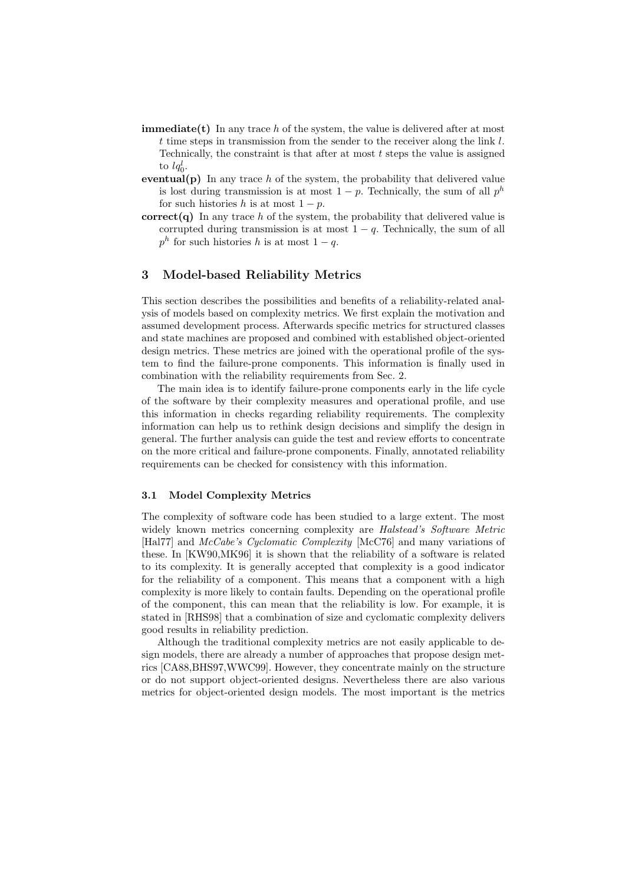**immediate(t)** In any trace $h$ of the system, the value is delivered after at most $t$ time steps in transmission from the sender to the receiver along the link $l$. Technically, the constraint is that after at most $t$ steps the value is assigned to $lq_0^l$.

**eventual(p)** In any trace $h$ of the system, the probability that delivered value is lost during transmission is at most $1 - p$. Technically, the sum of all $p^h$ for such histories $h$ is at most $1 - p$.

**correct(q)** In any trace $h$ of the system, the probability that delivered value is corrupted during transmission is at most $1 - q$. Technically, the sum of all $p^h$ for such histories $h$ is at most $1 - q$.

## 3 Model-based Reliability Metrics

This section describes the possibilities and benefits of a reliability-related analysis of models based on complexity metrics. We first explain the motivation and assumed development process. Afterwards specific metrics for structured classes and state machines are proposed and combined with established object-oriented design metrics. These metrics are joined with the operational profile of the system to find the failure-prone components. This information is finally used in combination with the reliability requirements from Sec. 2.

The main idea is to identify failure-prone components early in the life cycle of the software by their complexity measures and operational profile, and use this information in checks regarding reliability requirements. The complexity information can help us to rethink design decisions and simplify the design in general. The further analysis can guide the test and review efforts to concentrate on the more critical and failure-prone components. Finally, annotated reliability requirements can be checked for consistency with this information.

### 3.1 Model Complexity Metrics

The complexity of software code has been studied to a large extent. The most widely known metrics concerning complexity are *Halstead's Software Metric* [Hal77] and *McCabe's Cyclomatic Complexity* [McC76] and many variations of these. In [KW90,MK96] it is shown that the reliability of a software is related to its complexity. It is generally accepted that complexity is a good indicator for the reliability of a component. This means that a component with a high complexity is more likely to contain faults. Depending on the operational profile of the component, this can mean that the reliability is low. For example, it is stated in [RHS98] that a combination of size and cyclomatic complexity delivers good results in reliability prediction.

Although the traditional complexity metrics are not easily applicable to design models, there are already a number of approaches that propose design metrics [CA88,BHS97,WWC99]. However, they concentrate mainly on the structure or do not support object-oriented designs. Nevertheless there are also various metrics for object-oriented design models. The most important is the metrics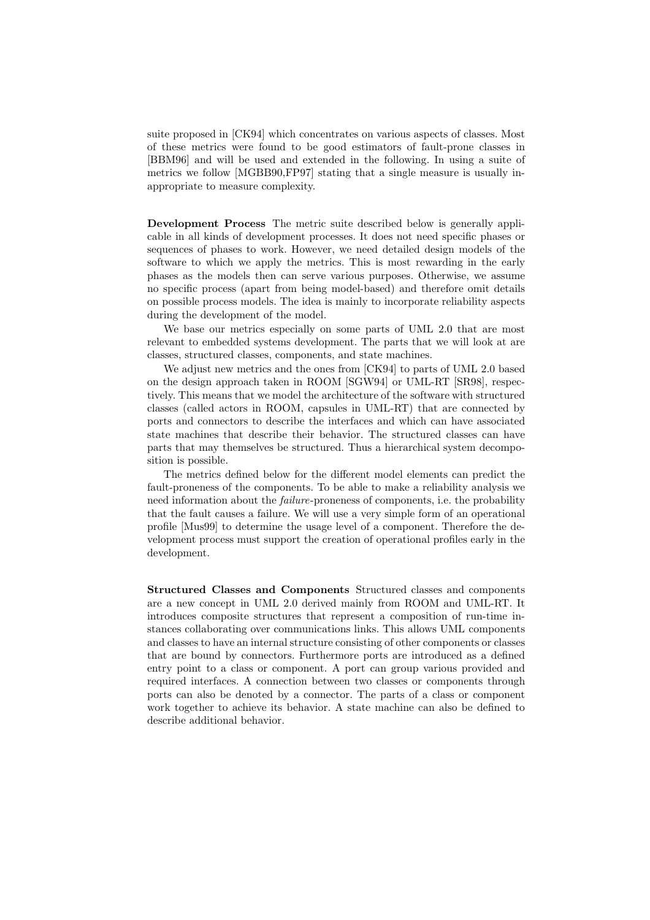suite proposed in [CK94] which concentrates on various aspects of classes. Most of these metrics were found to be good estimators of fault-prone classes in [BBM96] and will be used and extended in the following. In using a suite of metrics we follow [MGBB90,FP97] stating that a single measure is usually inappropriate to measure complexity.

**Development Process** The metric suite described below is generally applicable in all kinds of development processes. It does not need specific phases or sequences of phases to work. However, we need detailed design models of the software to which we apply the metrics. This is most rewarding in the early phases as the models then can serve various purposes. Otherwise, we assume no specific process (apart from being model-based) and therefore omit details on possible process models. The idea is mainly to incorporate reliability aspects during the development of the model.

We base our metrics especially on some parts of UML 2.0 that are most relevant to embedded systems development. The parts that we will look at are classes, structured classes, components, and state machines.

We adjust new metrics and the ones from [CK94] to parts of UML 2.0 based on the design approach taken in ROOM [SGW94] or UML-RT [SR98], respectively. This means that we model the architecture of the software with structured classes (called actors in ROOM, capsules in UML-RT) that are connected by ports and connectors to describe the interfaces and which can have associated state machines that describe their behavior. The structured classes can have parts that may themselves be structured. Thus a hierarchical system decomposition is possible.

The metrics defined below for the different model elements can predict the fault-proneness of the components. To be able to make a reliability analysis we need information about the *failure*-proneness of components, i.e. the probability that the fault causes a failure. We will use a very simple form of an operational profile [Mus99] to determine the usage level of a component. Therefore the development process must support the creation of operational profiles early in the development.

**Structured Classes and Components** Structured classes and components are a new concept in UML 2.0 derived mainly from ROOM and UML-RT. It introduces composite structures that represent a composition of run-time instances collaborating over communications links. This allows UML components and classes to have an internal structure consisting of other components or classes that are bound by connectors. Furthermore ports are introduced as a defined entry point to a class or component. A port can group various provided and required interfaces. A connection between two classes or components through ports can also be denoted by a connector. The parts of a class or component work together to achieve its behavior. A state machine can also be defined to describe additional behavior.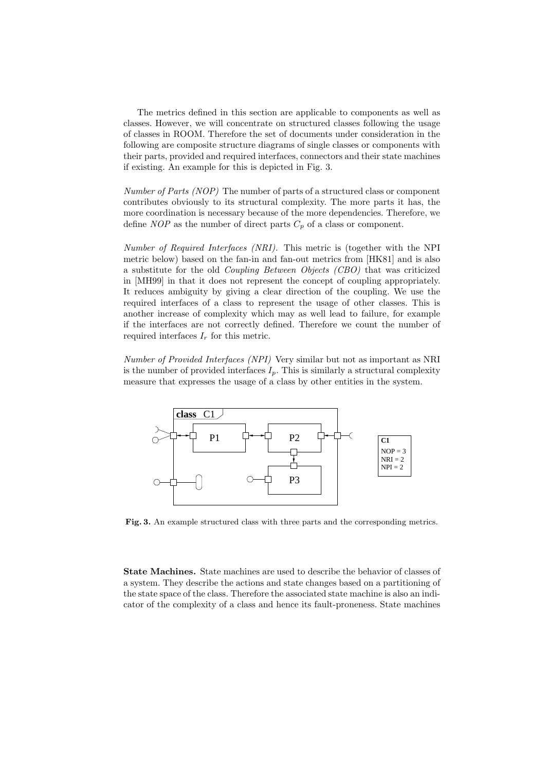The metrics defined in this section are applicable to components as well as classes. However, we will concentrate on structured classes following the usage of classes in ROOM. Therefore the set of documents under consideration in the following are composite structure diagrams of single classes or components with their parts, provided and required interfaces, connectors and their state machines if existing. An example for this is depicted in Fig. 3.

*Number of Parts (NOP)* The number of parts of a structured class or component contributes obviously to its structural complexity. The more parts it has, the more coordination is necessary because of the more dependencies. Therefore, we define *NOP* as the number of direct parts $C_p$ of a class or component.

*Number of Required Interfaces (NRI).* This metric is (together with the NPI metric below) based on the fan-in and fan-out metrics from [HK81] and is also a substitute for the old *Coupling Between Objects (CBO)* that was criticized in [MH99] in that it does not represent the concept of coupling appropriately. It reduces ambiguity by giving a clear direction of the coupling. We use the required interfaces of a class to represent the usage of other classes. This is another increase of complexity which may as well lead to failure, for example if the interfaces are not correctly defined. Therefore we count the number of required interfaces $I_r$ for this metric.

*Number of Provided Interfaces (NPI)* Very similar but not as important as NRI is the number of provided interfaces $I_p$. This is similarly a structural complexity measure that expresses the usage of a class by other entities in the system.

**Fig. 3.** An example structured class with three parts and the corresponding metrics.

**State Machines.** State machines are used to describe the behavior of classes of a system. They describe the actions and state changes based on a partitioning of the state space of the class. Therefore the associated state machine is also an indicator of the complexity of a class and hence its fault-proneness. State machines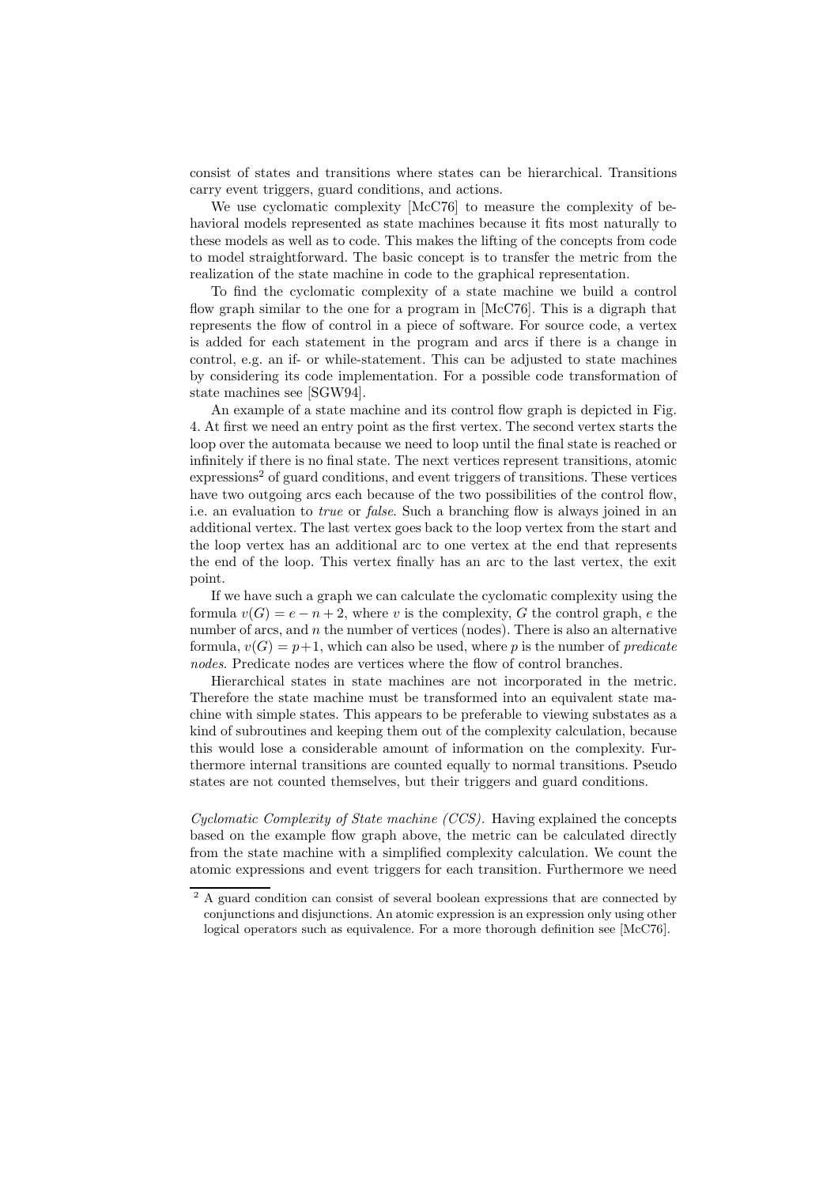consist of states and transitions where states can be hierarchical. Transitions carry event triggers, guard conditions, and actions.

We use cyclomatic complexity [McC76] to measure the complexity of behavioral models represented as state machines because it fits most naturally to these models as well as to code. This makes the lifting of the concepts from code to model straightforward. The basic concept is to transfer the metric from the realization of the state machine in code to the graphical representation.

To find the cyclomatic complexity of a state machine we build a control flow graph similar to the one for a program in [McC76]. This is a digraph that represents the flow of control in a piece of software. For source code, a vertex is added for each statement in the program and arcs if there is a change in control, e.g. an if- or while-statement. This can be adjusted to state machines by considering its code implementation. For a possible code transformation of state machines see [SGW94].

An example of a state machine and its control flow graph is depicted in Fig. 4. At first we need an entry point as the first vertex. The second vertex starts the loop over the automata because we need to loop until the final state is reached or infinitely if there is no final state. The next vertices represent transitions, atomic expressions[2] of guard conditions, and event triggers of transitions. These vertices have two outgoing arcs each because of the two possibilities of the control flow, i.e. an evaluation to *true* or *false*. Such a branching flow is always joined in an additional vertex. The last vertex goes back to the loop vertex from the start and the loop vertex has an additional arc to one vertex at the end that represents the end of the loop. This vertex finally has an arc to the last vertex, the exit point.

If we have such a graph we can calculate the cyclomatic complexity using the formula $v(G) = e - n + 2$, where $v$ is the complexity, $G$ the control graph, $e$ the number of arcs, and $n$ the number of vertices (nodes). There is also an alternative formula, $v(G) = p+1$, which can also be used, where $p$ is the number of *predicate nodes*. Predicate nodes are vertices where the flow of control branches.

Hierarchical states in state machines are not incorporated in the metric. Therefore the state machine must be transformed into an equivalent state machine with simple states. This appears to be preferable to viewing substates as a kind of subroutines and keeping them out of the complexity calculation, because this would lose a considerable amount of information on the complexity. Furthermore internal transitions are counted equally to normal transitions. Pseudo states are not counted themselves, but their triggers and guard conditions.

*Cyclomatic Complexity of State machine (CCS).* Having explained the concepts based on the example flow graph above, the metric can be calculated directly from the state machine with a simplified complexity calculation. We count the atomic expressions and event triggers for each transition. Furthermore we need

[2] A guard condition can consist of several boolean expressions that are connected by conjunctions and disjunctions. An atomic expression is an expression only using other logical operators such as equivalence. For a more thorough definition see [McC76].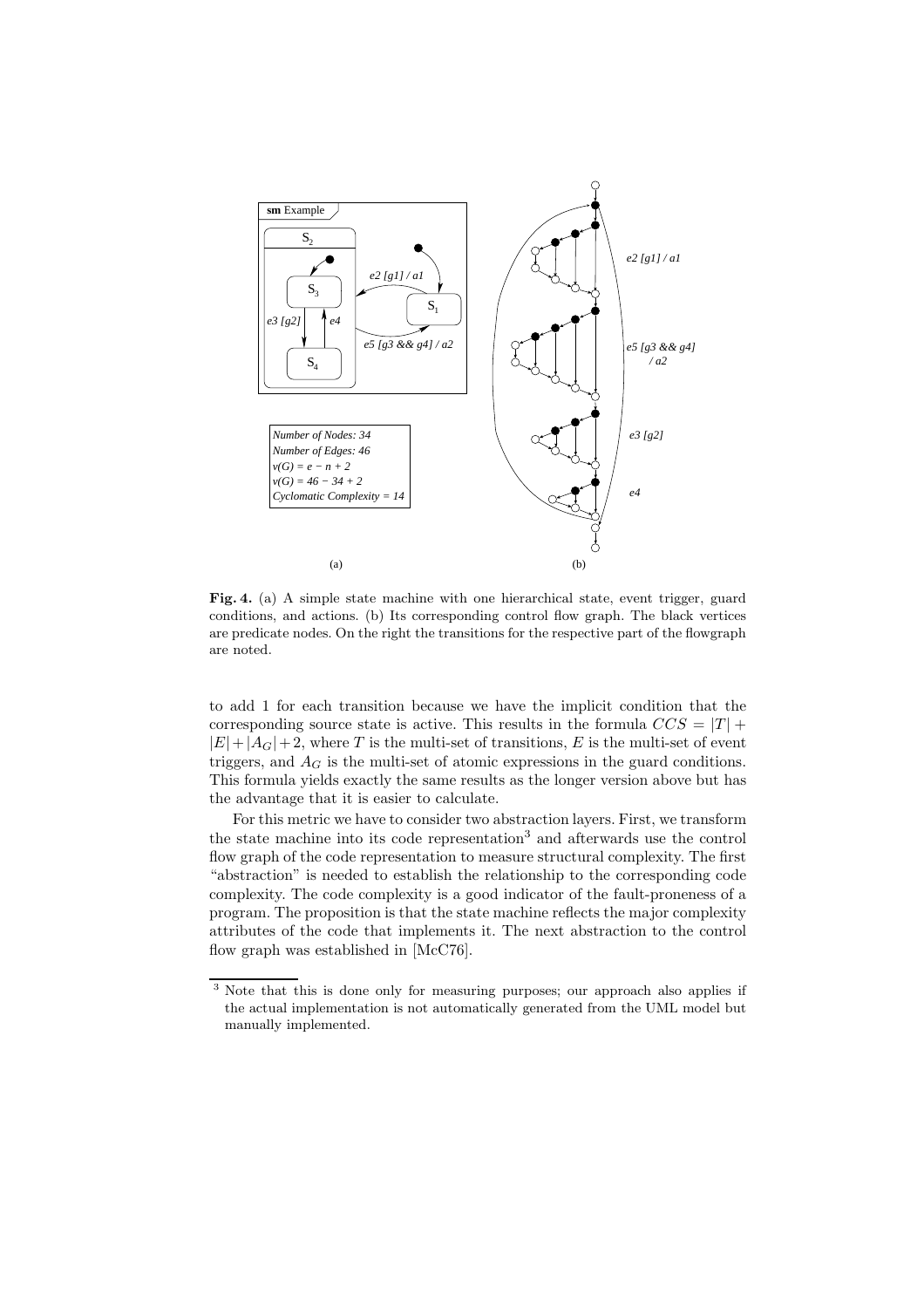**Fig. 4.** (a) A simple state machine with one hierarchical state, event trigger, guard conditions, and actions. (b) Its corresponding control flow graph. The black vertices are predicate nodes. On the right the transitions for the respective part of the flowgraph are noted.

to add 1 for each transition because we have the implicit condition that the corresponding source state is active. This results in the formula $CCS = |T| + |E| + |A_G| + 2$, where $T$ is the multi-set of transitions, $E$ is the multi-set of event triggers, and $A_G$ is the multi-set of atomic expressions in the guard conditions. This formula yields exactly the same results as the longer version above but has the advantage that it is easier to calculate.

For this metric we have to consider two abstraction layers. First, we transform the state machine into its code representation[3] and afterwards use the control flow graph of the code representation to measure structural complexity. The first "abstraction" is needed to establish the relationship to the corresponding code complexity. The code complexity is a good indicator of the fault-proneness of a program. The proposition is that the state machine reflects the major complexity attributes of the code that implements it. The next abstraction to the control flow graph was established in [McC76].

[3] Note that this is done only for measuring purposes; our approach also applies if the actual implementation is not automatically generated from the UML model but manually implemented.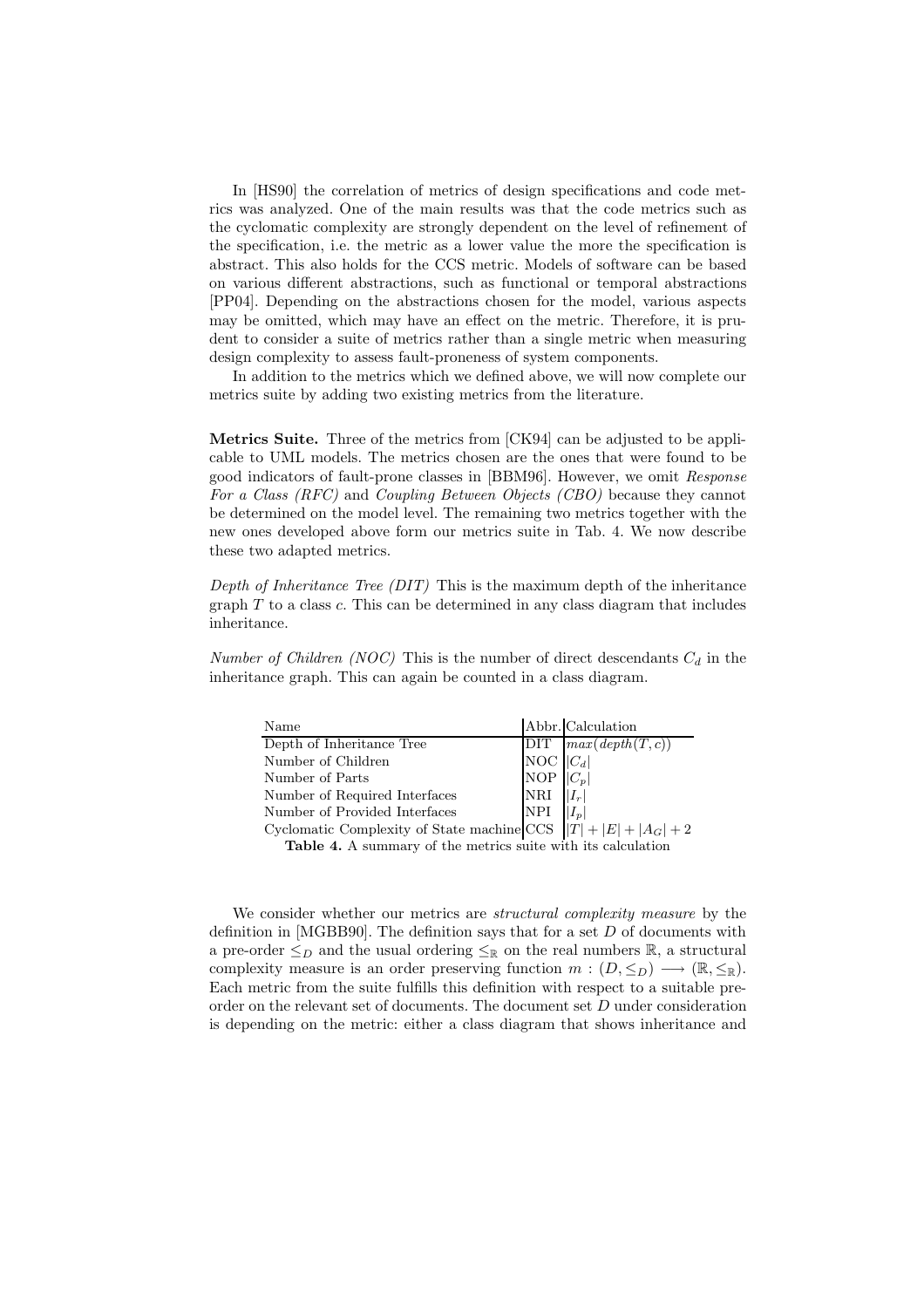In [HS90] the correlation of metrics of design specifications and code metrics was analyzed. One of the main results was that the code metrics such as the cyclomatic complexity are strongly dependent on the level of refinement of the specification, i.e. the metric as a lower value the more the specification is abstract. This also holds for the CCS metric. Models of software can be based on various different abstractions, such as functional or temporal abstractions [PP04]. Depending on the abstractions chosen for the model, various aspects may be omitted, which may have an effect on the metric. Therefore, it is prudent to consider a suite of metrics rather than a single metric when measuring design complexity to assess fault-proneness of system components.

In addition to the metrics which we defined above, we will now complete our metrics suite by adding two existing metrics from the literature.

**Metrics Suite.** Three of the metrics from [CK94] can be adjusted to be applicable to UML models. The metrics chosen are the ones that were found to be good indicators of fault-prone classes in [BBM96]. However, we omit *Response For a Class (RFC)* and *Coupling Between Objects (CBO)* because they cannot be determined on the model level. The remaining two metrics together with the new ones developed above form our metrics suite in Tab. 4. We now describe these two adapted metrics.

*Depth of Inheritance Tree (DIT)* This is the maximum depth of the inheritance graph $T$ to a class $c$. This can be determined in any class diagram that includes inheritance.

*Number of Children (NOC)* This is the number of direct descendants $C_d$ in the inheritance graph. This can again be counted in a class diagram.

| Name | Abbr. | Calculation |
|---|---|---|
| Depth of Inheritance Tree | DIT | $max(depth(T, c))$ |
| Number of Children | NOC | $\vert C_d \vert$ |
| Number of Parts | NOP | $\vert C_p \vert$ |
| Number of Required Interfaces | NRI | $\vert I_r \vert$ |
| Number of Provided Interfaces | NPI | $\vert I_p \vert$ |
| Cyclomatic Complexity of State machine | CCS | $\vert T \vert + \vert E \vert + \vert A_G \vert + 2$ |

**Table 4.** A summary of the metrics suite with its calculation

We consider whether our metrics are *structural complexity measure* by the definition in [MGBB90]. The definition says that for a set $D$ of documents with a pre-order $\leq_D$ and the usual ordering $\leq_{\mathbb{R}}$ on the real numbers $\mathbb{R}$, a structural complexity measure is an order preserving function $m : (D, \leq_D) \longrightarrow (\mathbb{R}, \leq_{\mathbb{R}})$. Each metric from the suite fulfills this definition with respect to a suitable pre-order on the relevant set of documents. The document set $D$ under consideration is depending on the metric: either a class diagram that shows inheritance and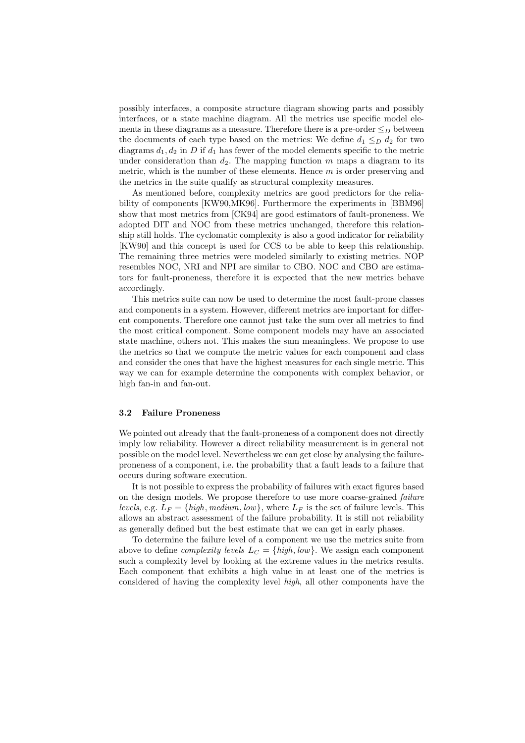possibly interfaces, a composite structure diagram showing parts and possibly interfaces, or a state machine diagram. All the metrics use specific model elements in these diagrams as a measure. Therefore there is a pre-order $\leq_D$ between the documents of each type based on the metrics: We define $d_1 \leq_D d_2$ for two diagrams $d_1, d_2$ in $D$ if $d_1$ has fewer of the model elements specific to the metric under consideration than $d_2$. The mapping function $m$ maps a diagram to its metric, which is the number of these elements. Hence $m$ is order preserving and the metrics in the suite qualify as structural complexity measures.

As mentioned before, complexity metrics are good predictors for the reliability of components [KW90,MK96]. Furthermore the experiments in [BBM96] show that most metrics from [CK94] are good estimators of fault-proneness. We adopted DIT and NOC from these metrics unchanged, therefore this relationship still holds. The cyclomatic complexity is also a good indicator for reliability [KW90] and this concept is used for CCS to be able to keep this relationship. The remaining three metrics were modeled similarly to existing metrics. NOP resembles NOC, NRI and NPI are similar to CBO. NOC and CBO are estimators for fault-proneness, therefore it is expected that the new metrics behave accordingly.

This metrics suite can now be used to determine the most fault-prone classes and components in a system. However, different metrics are important for different components. Therefore one cannot just take the sum over all metrics to find the most critical component. Some component models may have an associated state machine, others not. This makes the sum meaningless. We propose to use the metrics so that we compute the metric values for each component and class and consider the ones that have the highest measures for each single metric. This way we can for example determine the components with complex behavior, or high fan-in and fan-out.

### 3.2 Failure Proneness

We pointed out already that the fault-proneness of a component does not directly imply low reliability. However a direct reliability measurement is in general not possible on the model level. Nevertheless we can get close by analysing the failure-proneness of a component, i.e. the probability that a fault leads to a failure that occurs during software execution.

It is not possible to express the probability of failures with exact figures based on the design models. We propose therefore to use more coarse-grained *failure levels*, e.g. $L_F = \{high, medium, low\}$, where $L_F$ is the set of failure levels. This allows an abstract assessment of the failure probability. It is still not reliability as generally defined but the best estimate that we can get in early phases.

To determine the failure level of a component we use the metrics suite from above to define *complexity levels* $L_C = \{high, low\}$. We assign each component such a complexity level by looking at the extreme values in the metrics results. Each component that exhibits a high value in at least one of the metrics is considered of having the complexity level *high*, all other components have the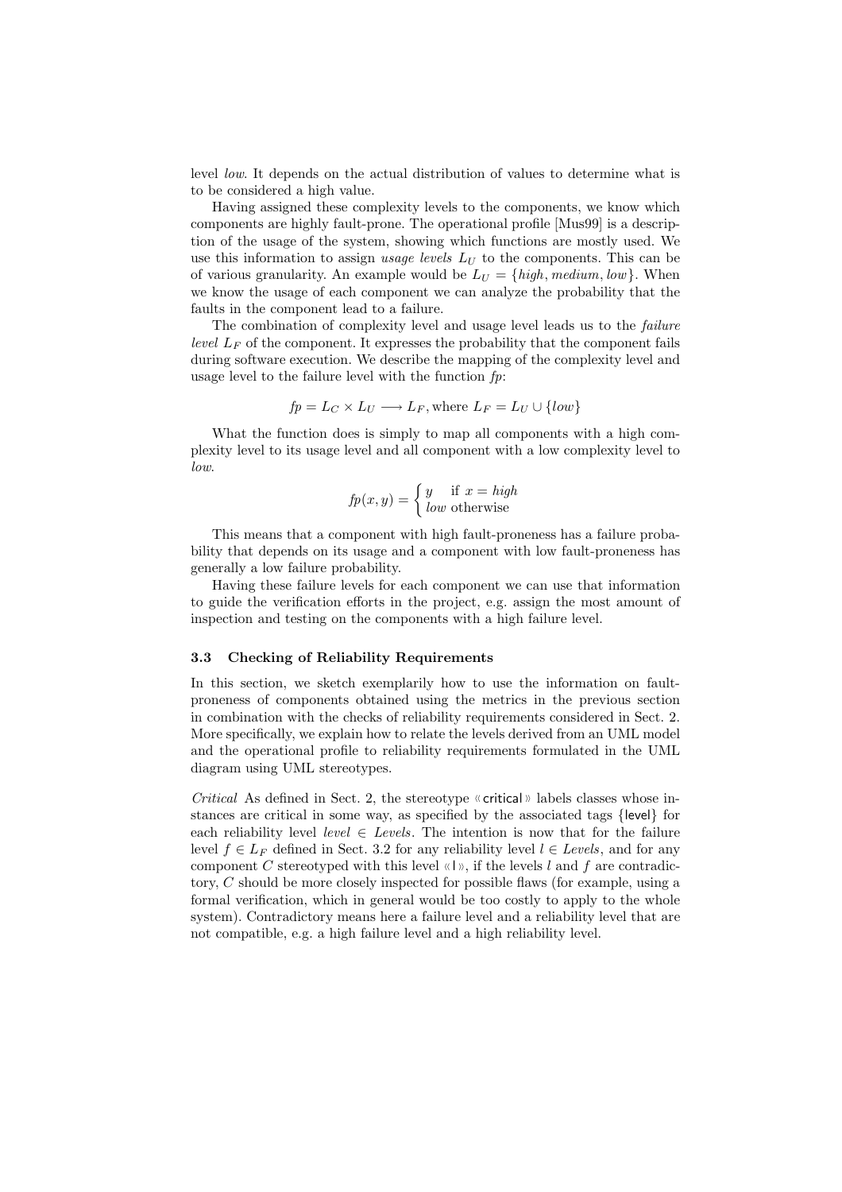level *low*. It depends on the actual distribution of values to determine what is to be considered a high value.

Having assigned these complexity levels to the components, we know which components are highly fault-prone. The operational profile [Mus99] is a description of the usage of the system, showing which functions are mostly used. We use this information to assign *usage levels* $L_U$ to the components. This can be of various granularity. An example would be $L_U = \{high, medium, low\}$. When we know the usage of each component we can analyze the probability that the faults in the component lead to a failure.

The combination of complexity level and usage level leads us to the *failure level* $L_F$ of the component. It expresses the probability that the component fails during software execution. We describe the mapping of the complexity level and usage level to the failure level with the function *fp*:

$$fp = L_C \times L_U \longrightarrow L_F, \text{where } L_F = L_U \cup \{low\}$$

What the function does is simply to map all components with a high complexity level to its usage level and all component with a low complexity level to *low*.

$$fp(x, y) = \begin{cases} y & \text{if } x = high \\ low & \text{otherwise} \end{cases}$$

This means that a component with high fault-proneness has a failure probability that depends on its usage and a component with low fault-proneness has generally a low failure probability.

Having these failure levels for each component we can use that information to guide the verification efforts in the project, e.g. assign the most amount of inspection and testing on the components with a high failure level.

### 3.3 Checking of Reliability Requirements

In this section, we sketch exemplarily how to use the information on fault-proneness of components obtained using the metrics in the previous section in combination with the checks of reliability requirements considered in Sect. 2. More specifically, we explain how to relate the levels derived from an UML model and the operational profile to reliability requirements formulated in the UML diagram using UML stereotypes.

*Critical* As defined in Sect. 2, the stereotype «critical» labels classes whose instances are critical in some way, as specified by the associated tags {level} for each reliability level $level \in Levels$. The intention is now that for the failure level $f \in L_F$ defined in Sect. 3.2 for any reliability level $l \in Levels$, and for any component $C$ stereotyped with this level «l», if the levels $l$ and $f$ are contradictory, $C$ should be more closely inspected for possible flaws (for example, using a formal verification, which in general would be too costly to apply to the whole system). Contradictory means here a failure level and a reliability level that are not compatible, e.g. a high failure level and a high reliability level.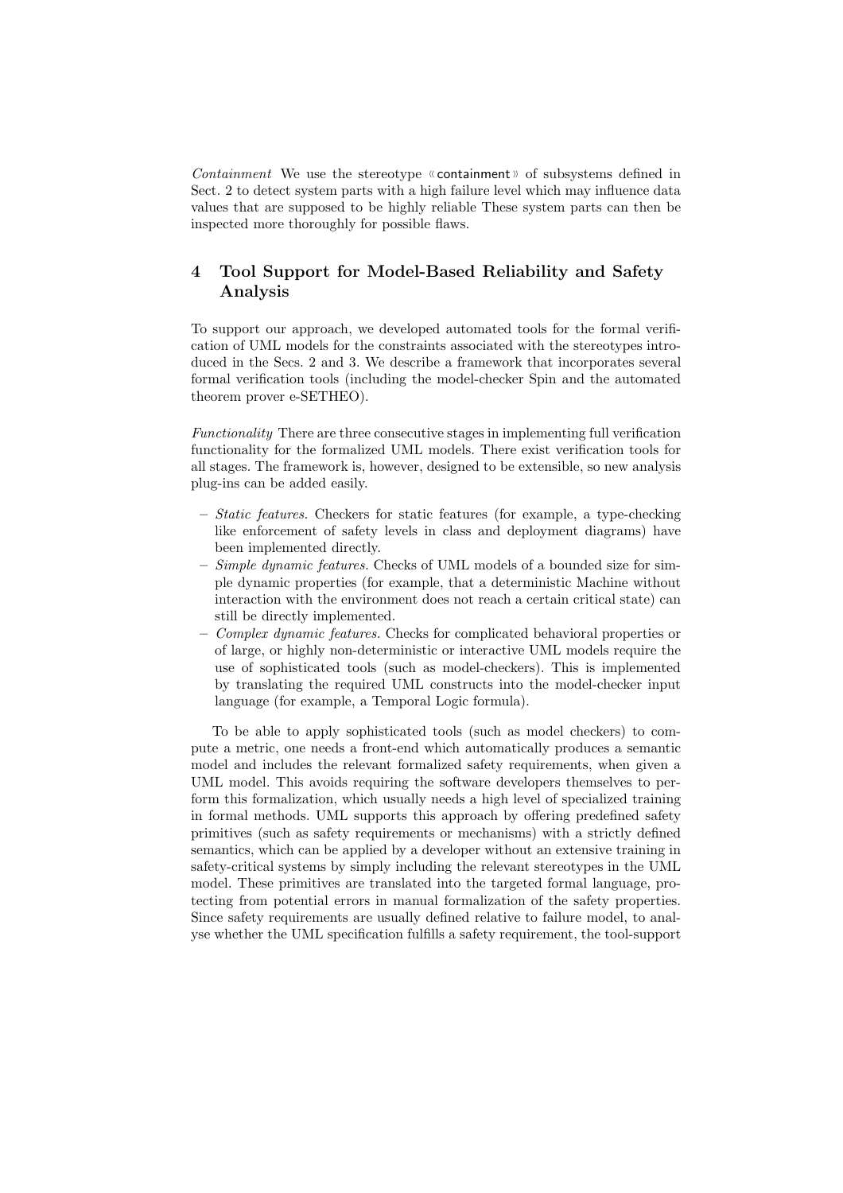*Containment* We use the stereotype «containment» of subsystems defined in Sect. 2 to detect system parts with a high failure level which may influence data values that are supposed to be highly reliable These system parts can then be inspected more thoroughly for possible flaws.

## 4 Tool Support for Model-Based Reliability and Safety Analysis

To support our approach, we developed automated tools for the formal verification of UML models for the constraints associated with the stereotypes introduced in the Secs. 2 and 3. We describe a framework that incorporates several formal verification tools (including the model-checker Spin and the automated theorem prover e-SETHEO).

*Functionality* There are three consecutive stages in implementing full verification functionality for the formalized UML models. There exist verification tools for all stages. The framework is, however, designed to be extensible, so new analysis plug-ins can be added easily.

- *Static features.* Checkers for static features (for example, a type-checking like enforcement of safety levels in class and deployment diagrams) have been implemented directly.
- *Simple dynamic features.* Checks of UML models of a bounded size for simple dynamic properties (for example, that a deterministic Machine without interaction with the environment does not reach a certain critical state) can still be directly implemented.
- *Complex dynamic features.* Checks for complicated behavioral properties or of large, or highly non-deterministic or interactive UML models require the use of sophisticated tools (such as model-checkers). This is implemented by translating the required UML constructs into the model-checker input language (for example, a Temporal Logic formula).

To be able to apply sophisticated tools (such as model checkers) to compute a metric, one needs a front-end which automatically produces a semantic model and includes the relevant formalized safety requirements, when given a UML model. This avoids requiring the software developers themselves to perform this formalization, which usually needs a high level of specialized training in formal methods. UML supports this approach by offering predefined safety primitives (such as safety requirements or mechanisms) with a strictly defined semantics, which can be applied by a developer without an extensive training in safety-critical systems by simply including the relevant stereotypes in the UML model. These primitives are translated into the targeted formal language, protecting from potential errors in manual formalization of the safety properties. Since safety requirements are usually defined relative to failure model, to analyse whether the UML specification fulfills a safety requirement, the tool-support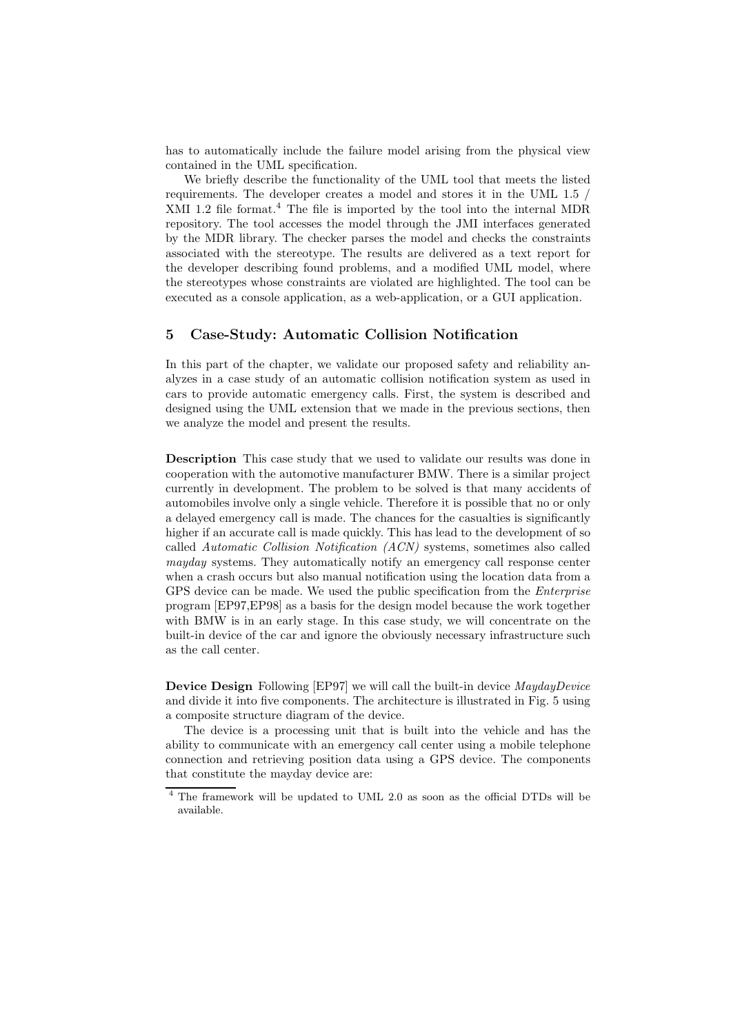has to automatically include the failure model arising from the physical view contained in the UML specification.

We briefly describe the functionality of the UML tool that meets the listed requirements. The developer creates a model and stores it in the UML 1.5 / XMI 1.2 file format.[4] The file is imported by the tool into the internal MDR repository. The tool accesses the model through the JMI interfaces generated by the MDR library. The checker parses the model and checks the constraints associated with the stereotype. The results are delivered as a text report for the developer describing found problems, and a modified UML model, where the stereotypes whose constraints are violated are highlighted. The tool can be executed as a console application, as a web-application, or a GUI application.

## 5 Case-Study: Automatic Collision Notification

In this part of the chapter, we validate our proposed safety and reliability analyzes in a case study of an automatic collision notification system as used in cars to provide automatic emergency calls. First, the system is described and designed using the UML extension that we made in the previous sections, then we analyze the model and present the results.

**Description** This case study that we used to validate our results was done in cooperation with the automotive manufacturer BMW. There is a similar project currently in development. The problem to be solved is that many accidents of automobiles involve only a single vehicle. Therefore it is possible that no or only a delayed emergency call is made. The chances for the casualties is significantly higher if an accurate call is made quickly. This has lead to the development of so called *Automatic Collision Notification (ACN)* systems, sometimes also called *mayday* systems. They automatically notify an emergency call response center when a crash occurs but also manual notification using the location data from a GPS device can be made. We used the public specification from the *Enterprise* program [EP97,EP98] as a basis for the design model because the work together with BMW is in an early stage. In this case study, we will concentrate on the built-in device of the car and ignore the obviously necessary infrastructure such as the call center.

**Device Design** Following [EP97] we will call the built-in device *MaydayDevice* and divide it into five components. The architecture is illustrated in Fig. 5 using a composite structure diagram of the device.

The device is a processing unit that is built into the vehicle and has the ability to communicate with an emergency call center using a mobile telephone connection and retrieving position data using a GPS device. The components that constitute the mayday device are:

[4] The framework will be updated to UML 2.0 as soon as the official DTDs will be available.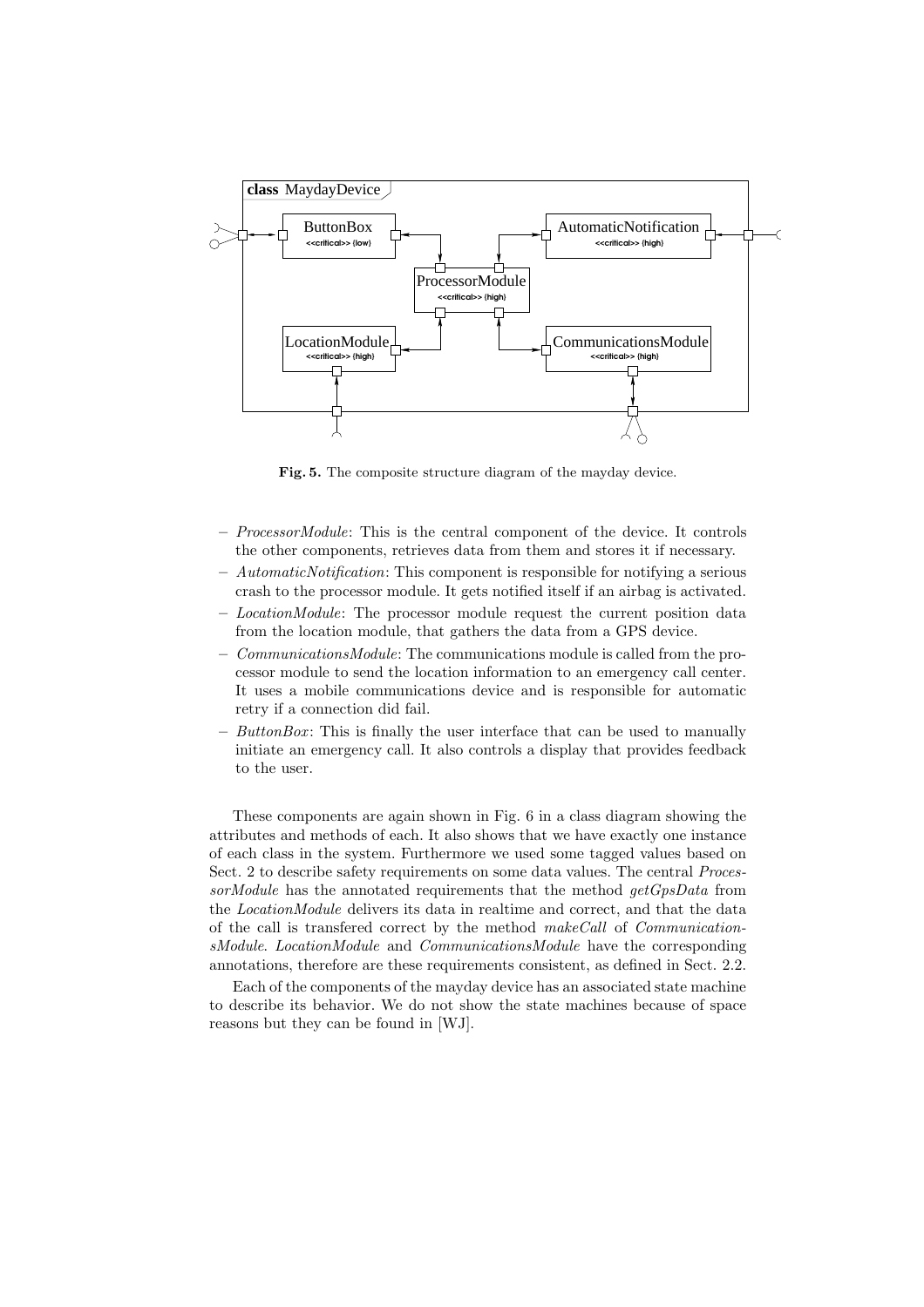**Fig. 5.** The composite structure diagram of the mayday device.

– *ProcessorModule*: This is the central component of the device. It controls the other components, retrieves data from them and stores it if necessary.
– *AutomaticNotification*: This component is responsible for notifying a serious crash to the processor module. It gets notified itself if an airbag is activated.
– *LocationModule*: The processor module request the current position data from the location module, that gathers the data from a GPS device.
– *CommunicationsModule*: The communications module is called from the processor module to send the location information to an emergency call center. It uses a mobile communications device and is responsible for automatic retry if a connection did fail.
– *ButtonBox*: This is finally the user interface that can be used to manually initiate an emergency call. It also controls a display that provides feedback to the user.

These components are again shown in Fig. 6 in a class diagram showing the attributes and methods of each. It also shows that we have exactly one instance of each class in the system. Furthermore we used some tagged values based on Sect. 2 to describe safety requirements on some data values. The central *ProcessorModule* has the annotated requirements that the method *getGpsData* from the *LocationModule* delivers its data in realtime and correct, and that the data of the call is transfered correct by the method *makeCall* of *CommunicationsModule*. *LocationModule* and *CommunicationsModule* have the corresponding annotations, therefore are these requirements consistent, as defined in Sect. 2.2.

Each of the components of the mayday device has an associated state machine to describe its behavior. We do not show the state machines because of space reasons but they can be found in [WJ].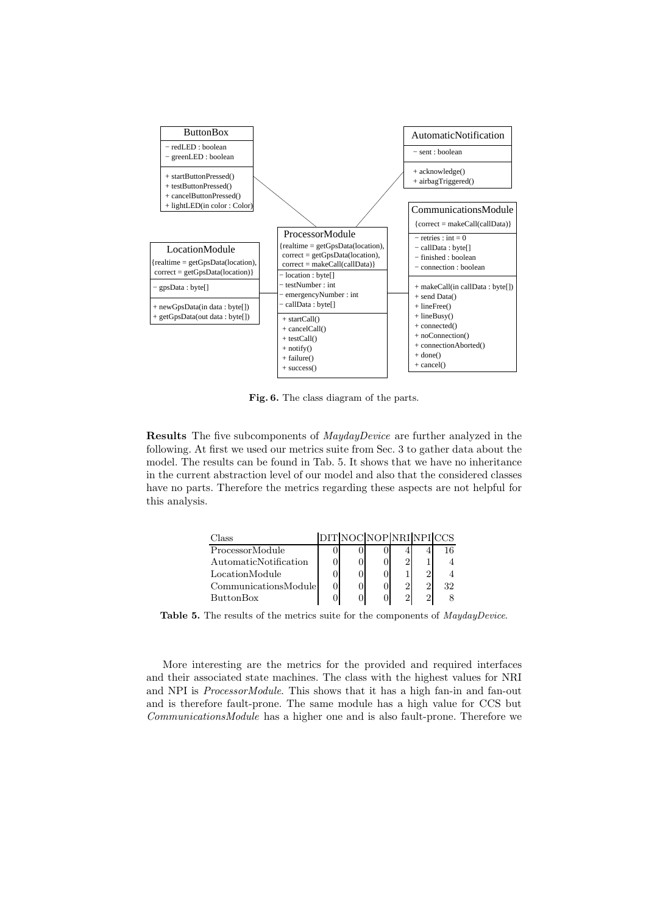**Fig. 6.** The class diagram of the parts.

**Results** The five subcomponents of *MaydayDevice* are further analyzed in the following. At first we used our metrics suite from Sec. 3 to gather data about the model. The results can be found in Tab. 5. It shows that we have no inheritance in the current abstraction level of our model and also that the considered classes have no parts. Therefore the metrics regarding these aspects are not helpful for this analysis.

| Class | DIT | NOC | NOP | NRI | NPI | CCS |
|---|---|---|---|---|---|---|
| ProcessorModule | 0 | 0 | 0 | 4 | 4 | 16 |
| AutomaticNotification | 0 | 0 | 0 | 2 | 1 | 4 |
| LocationModule | 0 | 0 | 0 | 1 | 2 | 4 |
| CommunicationsModule | 0 | 0 | 0 | 2 | 2 | 32 |
| ButtonBox | 0 | 0 | 0 | 2 | 2 | 8 |

**Table 5.** The results of the metrics suite for the components of *MaydayDevice*.

More interesting are the metrics for the provided and required interfaces and their associated state machines. The class with the highest values for NRI and NPI is *ProcessorModule*. This shows that it has a high fan-in and fan-out and is therefore fault-prone. The same module has a high value for CCS but *CommunicationsModule* has a higher one and is also fault-prone. Therefore we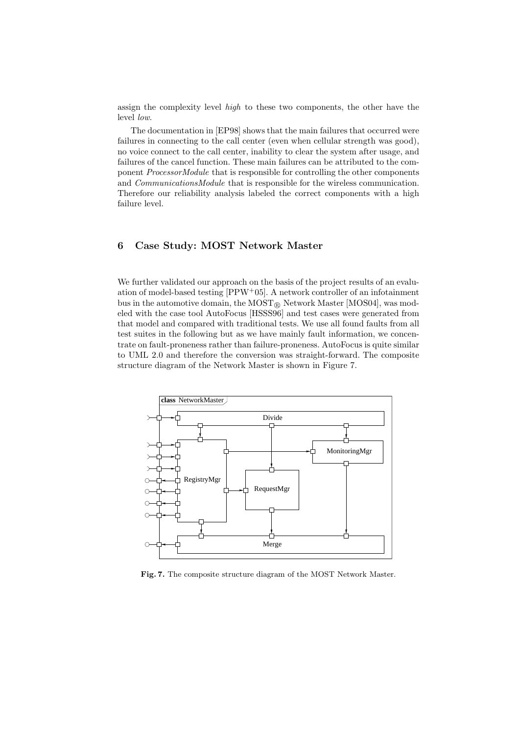assign the complexity level *high* to these two components, the other have the level *low*.

The documentation in [EP98] shows that the main failures that occurred were failures in connecting to the call center (even when cellular strength was good), no voice connect to the call center, inability to clear the system after usage, and failures of the cancel function. These main failures can be attributed to the component *ProcessorModule* that is responsible for controlling the other components and *CommunicationsModule* that is responsible for the wireless communication. Therefore our reliability analysis labeled the correct components with a high failure level.

## 6 Case Study: MOST Network Master

We further validated our approach on the basis of the project results of an evaluation of model-based testing [PPW+05]. A network controller of an infotainment bus in the automotive domain, the $\text{MOST}_{\circledR}$ Network Master [MOS04], was modeled with the case tool AutoFocus [HSSS96] and test cases were generated from that model and compared with traditional tests. We use all found faults from all test suites in the following but as we have mainly fault information, we concentrate on fault-proneness rather than failure-proneness. AutoFocus is quite similar to UML 2.0 and therefore the conversion was straight-forward. The composite structure diagram of the Network Master is shown in Figure 7.

**Fig. 7.** The composite structure diagram of the MOST Network Master.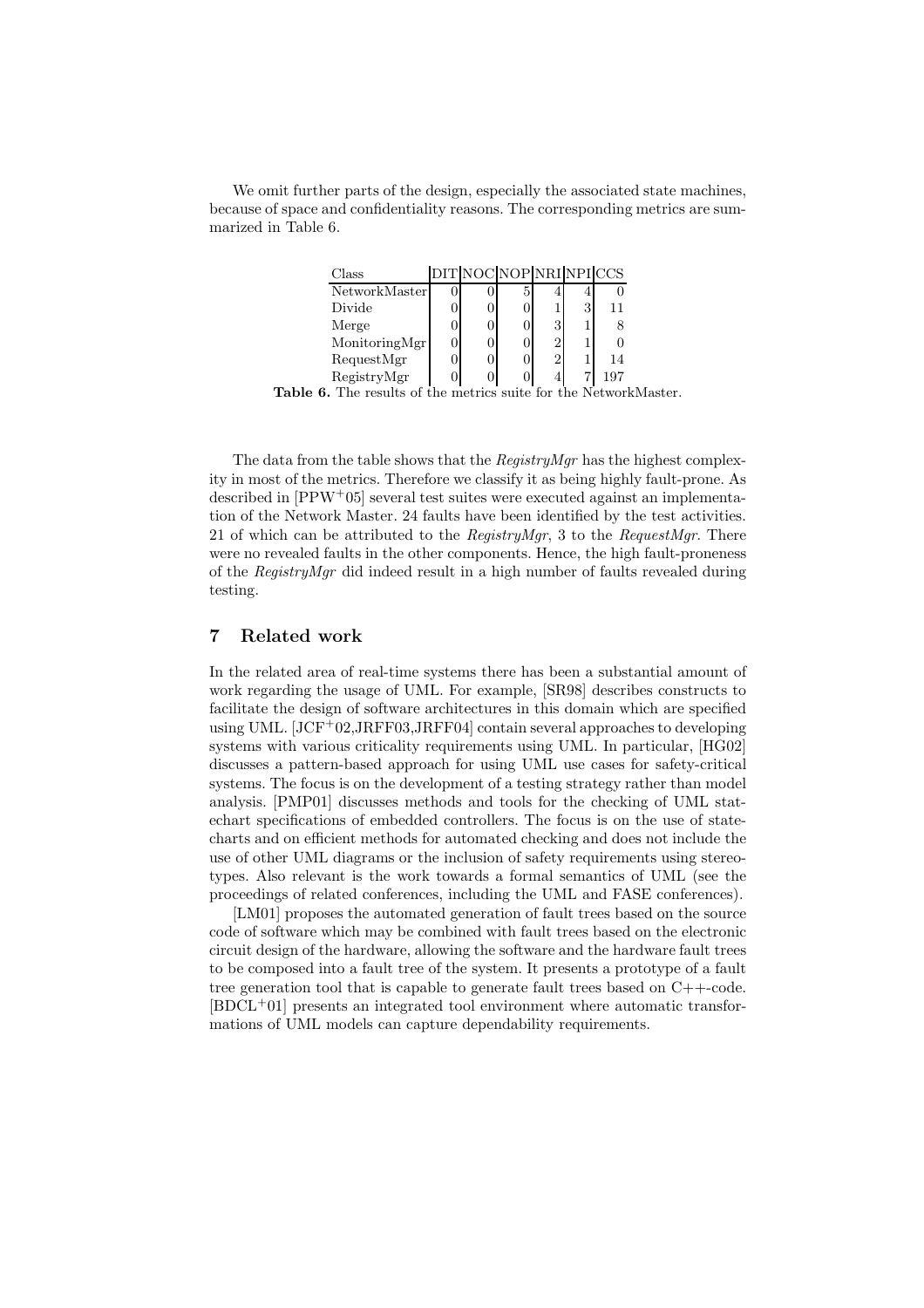We omit further parts of the design, especially the associated state machines, because of space and confidentiality reasons. The corresponding metrics are summarized in Table 6.

| Class | DIT | NOC | NOP | NRI | NPI | CCS |
|---|---|---|---|---|---|---|
| NetworkMaster | 0 | 0 | 5 | 4 | 4 | 0 |
| Divide | 0 | 0 | 0 | 1 | 3 | 11 |
| Merge | 0 | 0 | 0 | 3 | 1 | 8 |
| MonitoringMgr | 0 | 0 | 0 | 2 | 1 | 0 |
| RequestMgr | 0 | 0 | 0 | 2 | 1 | 14 |
| RegistryMgr | 0 | 0 | 0 | 4 | 7 | 197 |

**Table 6.** The results of the metrics suite for the NetworkMaster.

The data from the table shows that the *RegistryMgr* has the highest complexity in most of the metrics. Therefore we classify it as being highly fault-prone. As described in [PPW+05] several test suites were executed against an implementation of the Network Master. 24 faults have been identified by the test activities. 21 of which can be attributed to the *RegistryMgr*, 3 to the *RequestMgr*. There were no revealed faults in the other components. Hence, the high fault-proneness of the *RegistryMgr* did indeed result in a high number of faults revealed during testing.

## 7 Related work

In the related area of real-time systems there has been a substantial amount of work regarding the usage of UML. For example, [SR98] describes constructs to facilitate the design of software architectures in this domain which are specified using UML. [JCF+02,JRFF03,JRFF04] contain several approaches to developing systems with various criticality requirements using UML. In particular, [HG02] discusses a pattern-based approach for using UML use cases for safety-critical systems. The focus is on the development of a testing strategy rather than model analysis. [PMP01] discusses methods and tools for the checking of UML statechart specifications of embedded controllers. The focus is on the use of statecharts and on efficient methods for automated checking and does not include the use of other UML diagrams or the inclusion of safety requirements using stereotypes. Also relevant is the work towards a formal semantics of UML (see the proceedings of related conferences, including the UML and FASE conferences).

[LM01] proposes the automated generation of fault trees based on the source code of software which may be combined with fault trees based on the electronic circuit design of the hardware, allowing the software and the hardware fault trees to be composed into a fault tree of the system. It presents a prototype of a fault tree generation tool that is capable to generate fault trees based on C++-code. [BDCL+01] presents an integrated tool environment where automatic transformations of UML models can capture dependability requirements.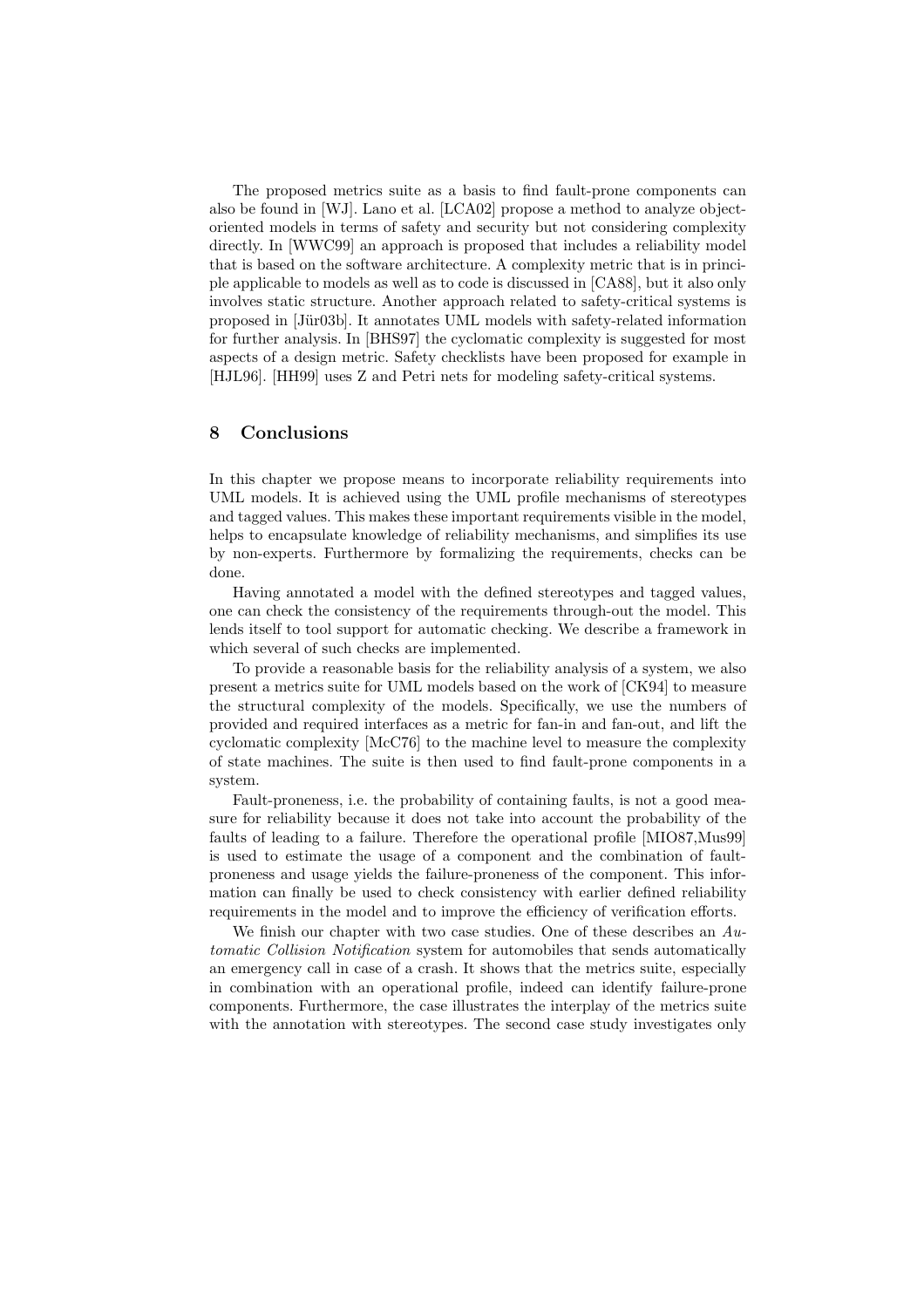The proposed metrics suite as a basis to find fault-prone components can also be found in [WJ]. Lano et al. [LCA02] propose a method to analyze object-oriented models in terms of safety and security but not considering complexity directly. In [WWC99] an approach is proposed that includes a reliability model that is based on the software architecture. A complexity metric that is in principle applicable to models as well as to code is discussed in [CA88], but it also only involves static structure. Another approach related to safety-critical systems is proposed in [Jür03b]. It annotates UML models with safety-related information for further analysis. In [BHS97] the cyclomatic complexity is suggested for most aspects of a design metric. Safety checklists have been proposed for example in [HJL96]. [HH99] uses Z and Petri nets for modeling safety-critical systems.

## 8 Conclusions

In this chapter we propose means to incorporate reliability requirements into UML models. It is achieved using the UML profile mechanisms of stereotypes and tagged values. This makes these important requirements visible in the model, helps to encapsulate knowledge of reliability mechanisms, and simplifies its use by non-experts. Furthermore by formalizing the requirements, checks can be done.

Having annotated a model with the defined stereotypes and tagged values, one can check the consistency of the requirements through-out the model. This lends itself to tool support for automatic checking. We describe a framework in which several of such checks are implemented.

To provide a reasonable basis for the reliability analysis of a system, we also present a metrics suite for UML models based on the work of [CK94] to measure the structural complexity of the models. Specifically, we use the numbers of provided and required interfaces as a metric for fan-in and fan-out, and lift the cyclomatic complexity [McC76] to the machine level to measure the complexity of state machines. The suite is then used to find fault-prone components in a system.

Fault-proneness, i.e. the probability of containing faults, is not a good measure for reliability because it does not take into account the probability of the faults of leading to a failure. Therefore the operational profile [MIO87,Mus99] is used to estimate the usage of a component and the combination of fault-proneness and usage yields the failure-proneness of the component. This information can finally be used to check consistency with earlier defined reliability requirements in the model and to improve the efficiency of verification efforts.

We finish our chapter with two case studies. One of these describes an *Automatic Collision Notification* system for automobiles that sends automatically an emergency call in case of a crash. It shows that the metrics suite, especially in combination with an operational profile, indeed can identify failure-prone components. Furthermore, the case illustrates the interplay of the metrics suite with the annotation with stereotypes. The second case study investigates only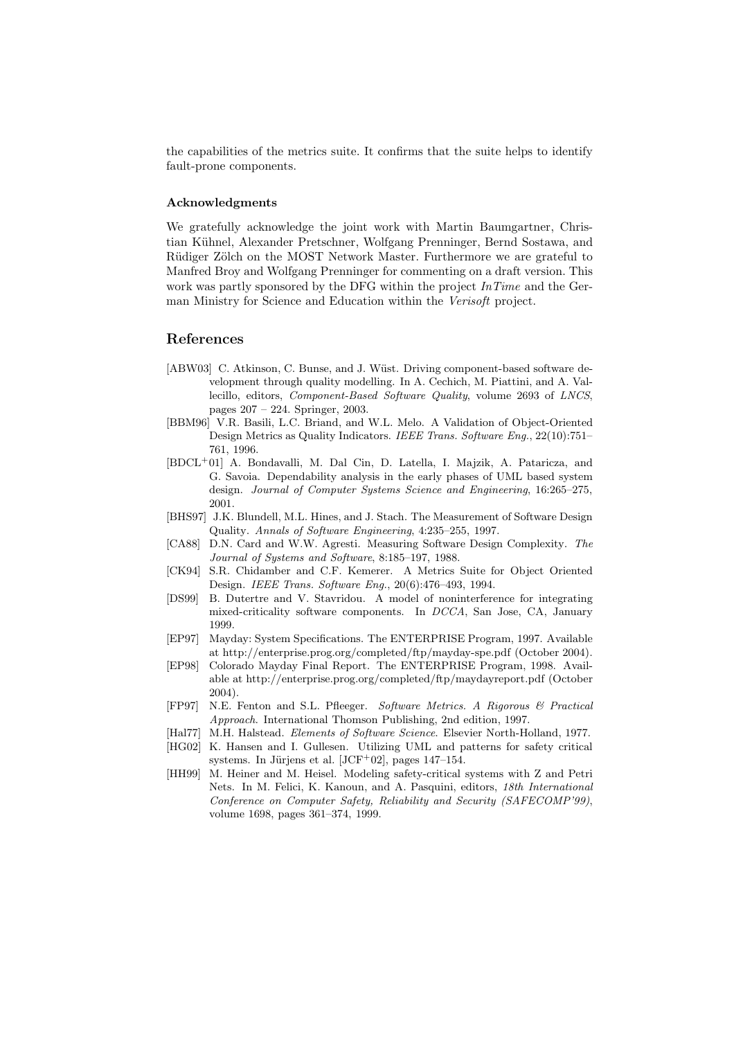the capabilities of the metrics suite. It confirms that the suite helps to identify fault-prone components.

#### Acknowledgments

We gratefully acknowledge the joint work with Martin Baumgartner, Christian Kühnel, Alexander Pretschner, Wolfgang Prenninger, Bernd Sostawa, and Rüdiger Zölch on the MOST Network Master. Furthermore we are grateful to Manfred Broy and Wolfgang Prenninger for commenting on a draft version. This work was partly sponsored by the DFG within the project *InTime* and the German Ministry for Science and Education within the *Verisoft* project.

## References

- [ABW03] C. Atkinson, C. Bunse, and J. Wüst. Driving component-based software development through quality modelling. In A. Cechich, M. Piattini, and A. Vallecillo, editors, *Component-Based Software Quality*, volume 2693 of *LNCS*, pages 207 – 224. Springer, 2003.
- [BBM96] V.R. Basili, L.C. Briand, and W.L. Melo. A Validation of Object-Oriented Design Metrics as Quality Indicators. *IEEE Trans. Software Eng.*, 22(10):751–761, 1996.
- [BDCL+01] A. Bondavalli, M. Dal Cin, D. Latella, I. Majzik, A. Pataricza, and G. Savoia. Dependability analysis in the early phases of UML based system design. *Journal of Computer Systems Science and Engineering*, 16:265–275, 2001.
- [BHS97] J.K. Blundell, M.L. Hines, and J. Stach. The Measurement of Software Design Quality. *Annals of Software Engineering*, 4:235–255, 1997.
- [CA88] D.N. Card and W.W. Agresti. Measuring Software Design Complexity. *The Journal of Systems and Software*, 8:185–197, 1988.
- [CK94] S.R. Chidamber and C.F. Kemerer. A Metrics Suite for Object Oriented Design. *IEEE Trans. Software Eng.*, 20(6):476–493, 1994.
- [DS99] B. Dutertre and V. Stavridou. A model of noninterference for integrating mixed-criticality software components. In *DCCA*, San Jose, CA, January 1999.
- [EP97] Mayday: System Specifications. The ENTERPRISE Program, 1997. Available at http://enterprise.prog.org/completed/ftp/mayday-spe.pdf (October 2004).
- [EP98] Colorado Mayday Final Report. The ENTERPRISE Program, 1998. Available at http://enterprise.prog.org/completed/ftp/maydayreport.pdf (October 2004).
- [FP97] N.E. Fenton and S.L. Pfleeger. *Software Metrics. A Rigorous & Practical Approach*. International Thomson Publishing, 2nd edition, 1997.
- [Hal77] M.H. Halstead. *Elements of Software Science*. Elsevier North-Holland, 1977.
- [HG02] K. Hansen and I. Gullesen. Utilizing UML and patterns for safety critical systems. In Jürjens et al. [JCF+02], pages 147–154.
- [HH99] M. Heiner and M. Heisel. Modeling safety-critical systems with Z and Petri Nets. In M. Felici, K. Kanoun, and A. Pasquini, editors, *18th International Conference on Computer Safety, Reliability and Security (SAFECOMP'99)*, volume 1698, pages 361–374, 1999.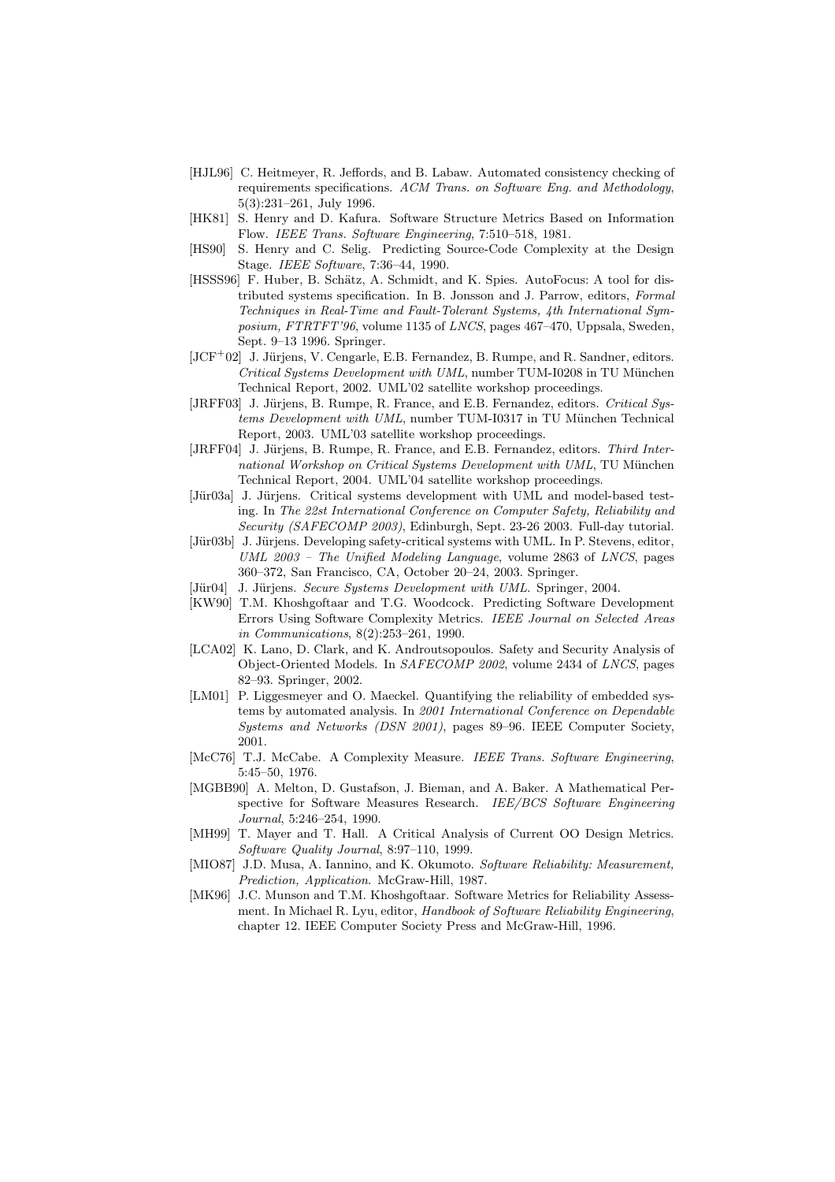[HJL96] C. Heitmeyer, R. Jeffords, and B. Labaw. Automated consistency checking of requirements specifications. *ACM Trans. on Software Eng. and Methodology*, 5(3):231–261, July 1996.

[HK81] S. Henry and D. Kafura. Software Structure Metrics Based on Information Flow. *IEEE Trans. Software Engineering*, 7:510–518, 1981.

[HS90] S. Henry and C. Selig. Predicting Source-Code Complexity at the Design Stage. *IEEE Software*, 7:36–44, 1990.

[HSSS96] F. Huber, B. Schätz, A. Schmidt, and K. Spies. AutoFocus: A tool for distributed systems specification. In B. Jonsson and J. Parrow, editors, *Formal Techniques in Real-Time and Fault-Tolerant Systems, 4th International Symposium, FTRTFT'96*, volume 1135 of *LNCS*, pages 467–470, Uppsala, Sweden, Sept. 9–13 1996. Springer.

[JCF$^+$02] J. Jürjens, V. Cengarle, E.B. Fernandez, B. Rumpe, and R. Sandner, editors. *Critical Systems Development with UML*, number TUM-I0208 in TU München Technical Report, 2002. UML'02 satellite workshop proceedings.

[JRFF03] J. Jürjens, B. Rumpe, R. France, and E.B. Fernandez, editors. *Critical Systems Development with UML*, number TUM-I0317 in TU München Technical Report, 2003. UML'03 satellite workshop proceedings.

[JRFF04] J. Jürjens, B. Rumpe, R. France, and E.B. Fernandez, editors. *Third International Workshop on Critical Systems Development with UML*, TU München Technical Report, 2004. UML'04 satellite workshop proceedings.

[Jür03a] J. Jürjens. Critical systems development with UML and model-based testing. In *The 22st International Conference on Computer Safety, Reliability and Security (SAFECOMP 2003)*, Edinburgh, Sept. 23-26 2003. Full-day tutorial.

[Jür03b] J. Jürjens. Developing safety-critical systems with UML. In P. Stevens, editor, *UML 2003 – The Unified Modeling Language*, volume 2863 of *LNCS*, pages 360–372, San Francisco, CA, October 20–24, 2003. Springer.

[Jür04] J. Jürjens. *Secure Systems Development with UML*. Springer, 2004.

[KW90] T.M. Khoshgoftaar and T.G. Woodcock. Predicting Software Development Errors Using Software Complexity Metrics. *IEEE Journal on Selected Areas in Communications*, 8(2):253–261, 1990.

[LCA02] K. Lano, D. Clark, and K. Androutsopoulos. Safety and Security Analysis of Object-Oriented Models. In *SAFECOMP 2002*, volume 2434 of *LNCS*, pages 82–93. Springer, 2002.

[LM01] P. Liggesmeyer and O. Maeckel. Quantifying the reliability of embedded systems by automated analysis. In *2001 International Conference on Dependable Systems and Networks (DSN 2001)*, pages 89–96. IEEE Computer Society, 2001.

[McC76] T.J. McCabe. A Complexity Measure. *IEEE Trans. Software Engineering*, 5:45–50, 1976.

[MGBB90] A. Melton, D. Gustafson, J. Bieman, and A. Baker. A Mathematical Perspective for Software Measures Research. *IEE/BCS Software Engineering Journal*, 5:246–254, 1990.

[MH99] T. Mayer and T. Hall. A Critical Analysis of Current OO Design Metrics. *Software Quality Journal*, 8:97–110, 1999.

[MIO87] J.D. Musa, A. Iannino, and K. Okumoto. *Software Reliability: Measurement, Prediction, Application*. McGraw-Hill, 1987.

[MK96] J.C. Munson and T.M. Khoshgoftaar. Software Metrics for Reliability Assessment. In Michael R. Lyu, editor, *Handbook of Software Reliability Engineering*, chapter 12. IEEE Computer Society Press and McGraw-Hill, 1996.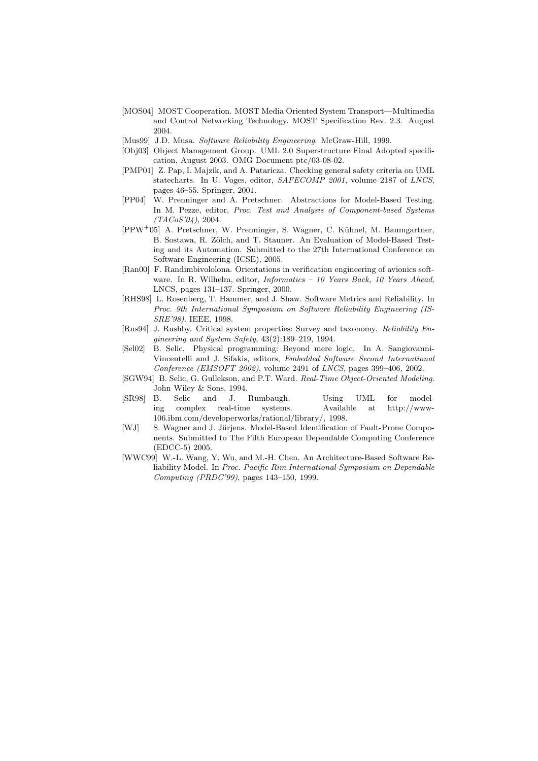[MOS04] MOST Cooperation. MOST Media Oriented System Transport—Multimedia and Control Networking Technology. MOST Specification Rev. 2.3. August 2004.

[Mus99] J.D. Musa. *Software Reliability Engineering*. McGraw-Hill, 1999.

[Obj03] Object Management Group. UML 2.0 Superstructure Final Adopted specification, August 2003. OMG Document ptc/03-08-02.

[PMP01] Z. Pap, I. Majzik, and A. Pataricza. Checking general safety criteria on UML statecharts. In U. Voges, editor, *SAFECOMP 2001*, volume 2187 of *LNCS*, pages 46–55. Springer, 2001.

[PP04] W. Prenninger and A. Pretschner. Abstractions for Model-Based Testing. In M. Pezze, editor, *Proc. Test and Analysis of Component-based Systems (TACoS'04)*, 2004.

[PPW+05] A. Pretschner, W. Prenninger, S. Wagner, C. Kühnel, M. Baumgartner, B. Sostawa, R. Zölch, and T. Stauner. An Evaluation of Model-Based Testing and its Automation. Submitted to the 27th International Conference on Software Engineering (ICSE), 2005.

[Ran00] F. Randimbivololona. Orientations in verification engineering of avionics software. In R. Wilhelm, editor, *Informatics – 10 Years Back, 10 Years Ahead*, LNCS, pages 131–137. Springer, 2000.

[RHS98] L. Rosenberg, T. Hammer, and J. Shaw. Software Metrics and Reliability. In *Proc. 9th International Symposium on Software Reliability Engineering (ISSRE'98)*. IEEE, 1998.

[Rus94] J. Rushby. Critical system properties: Survey and taxonomy. *Reliability Engineering and System Safety*, 43(2):189–219, 1994.

[Sel02] B. Selic. Physical programming: Beyond mere logic. In A. Sangiovanni-Vincentelli and J. Sifakis, editors, *Embedded Software Second International Conference (EMSOFT 2002)*, volume 2491 of *LNCS*, pages 399–406, 2002.

[SGW94] B. Selic, G. Gullekson, and P.T. Ward. *Real-Time Object-Oriented Modeling*. John Wiley & Sons, 1994.

[SR98] B. Selic and J. Rumbaugh. Using UML for modeling complex real-time systems. Available at http://www-106.ibm.com/developerworks/rational/library/, 1998.

[WJ] S. Wagner and J. Jürjens. Model-Based Identification of Fault-Prone Components. Submitted to The Fifth European Dependable Computing Conference (EDCC-5) 2005.

[WWC99] W.-L. Wang, Y. Wu, and M.-H. Chen. An Architecture-Based Software Reliability Model. In *Proc. Pacific Rim International Symposium on Dependable Computing (PRDC'99)*, pages 143–150, 1999.